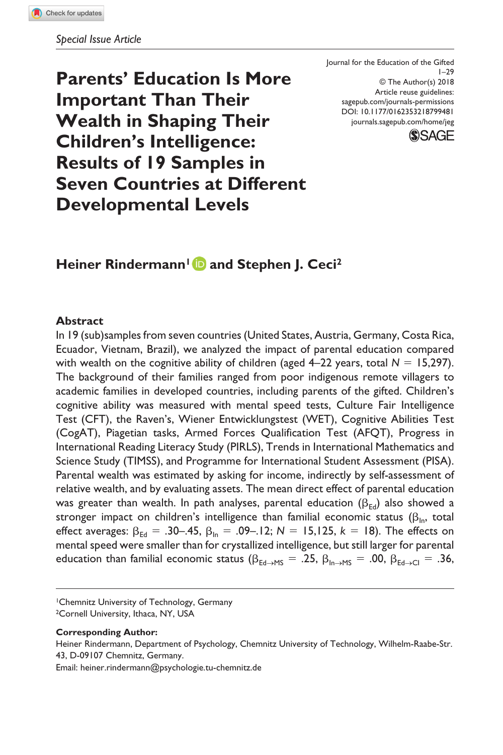*Special Issue Article*

Journal for the Education of the Gifted
1–29
© The Author(s) 2018
Article reuse guidelines:
sagepub.com/journals-permissions
DOI: 10.1177/0162353218799481
journals.sagepub.com/home/jeg

# Parents' Education Is More Important Than Their Wealth in Shaping Their Children's Intelligence: Results of 19 Samples in Seven Countries at Different Developmental Levels

**Heiner Rindermann[1] and Stephen J. Ceci[2]**

## Abstract

In 19 (sub)samples from seven countries (United States, Austria, Germany, Costa Rica, Ecuador, Vietnam, Brazil), we analyzed the impact of parental education compared with wealth on the cognitive ability of children (aged 4–22 years, total $N = 15{,}297$). The background of their families ranged from poor indigenous remote villagers to academic families in developed countries, including parents of the gifted. Children's cognitive ability was measured with mental speed tests, Culture Fair Intelligence Test (CFT), the Raven's, Wiener Entwicklungstest (WET), Cognitive Abilities Test (CogAT), Piagetian tasks, Armed Forces Qualification Test (AFQT), Progress in International Reading Literacy Study (PIRLS), Trends in International Mathematics and Science Study (TIMSS), and Programme for International Student Assessment (PISA). Parental wealth was estimated by asking for income, indirectly by self-assessment of relative wealth, and by evaluating assets. The mean direct effect of parental education was greater than wealth. In path analyses, parental education ($\beta_{Ed}$) also showed a stronger impact on children's intelligence than familial economic status ($\beta_{In}$, total effect averages: $\beta_{Ed} = .30$–$.45$, $\beta_{In} = .09$–$.12$; $N = 15{,}125$, $k = 18$). The effects on mental speed were smaller than for crystallized intelligence, but still larger for parental education than familial economic status ($\beta_{Ed\rightarrow MS} = .25$, $\beta_{In\rightarrow MS} = .00$, $\beta_{Ed\rightarrow CI} = .36$,

[1]Chemnitz University of Technology, Germany
[2]Cornell University, Ithaca, NY, USA

**Corresponding Author:**
Heiner Rindermann, Department of Psychology, Chemnitz University of Technology, Wilhelm-Raabe-Str. 43, D-09107 Chemnitz, Germany.
Email: heiner.rindermann@psychologie.tu-chemnitz.de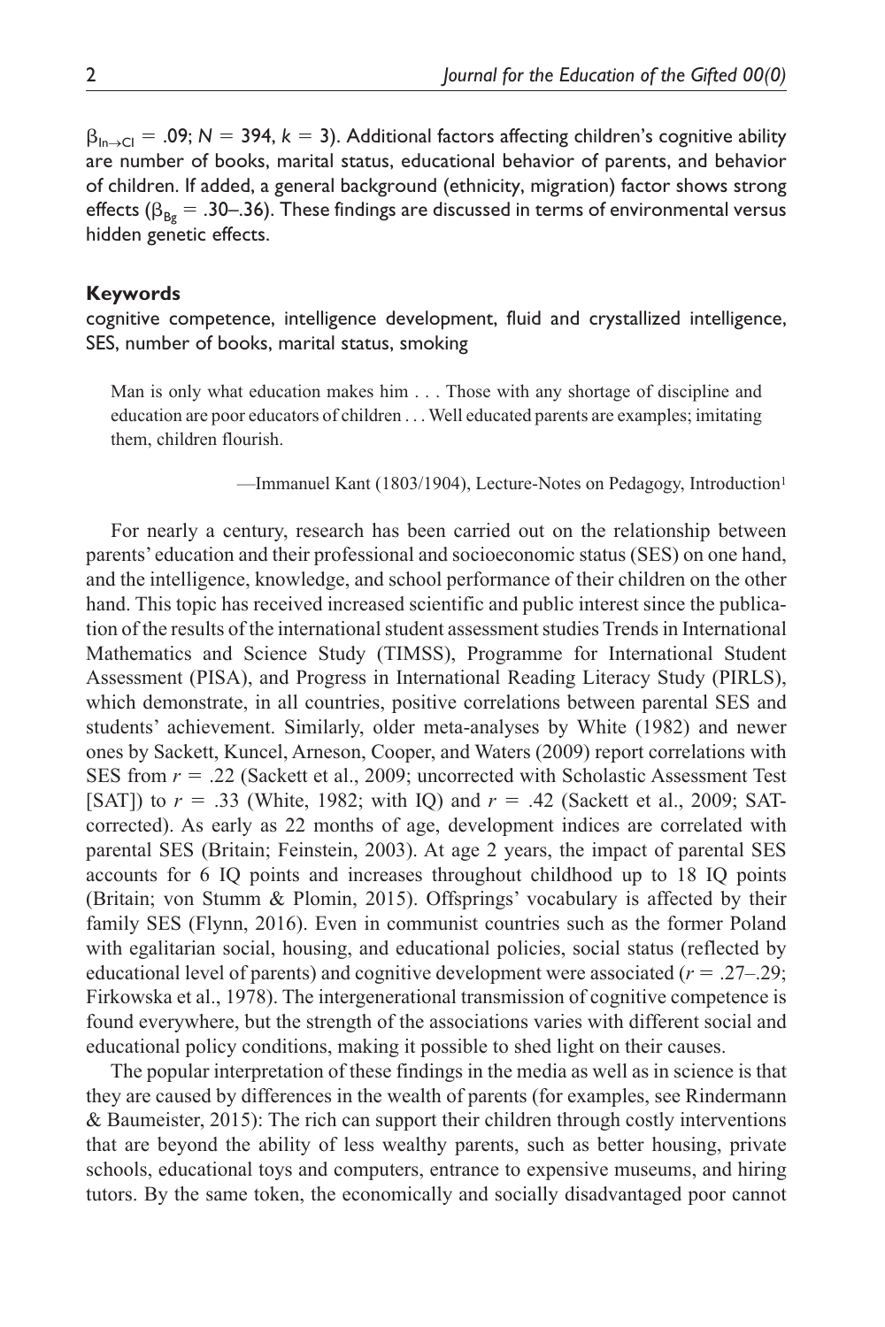$\beta_{In \rightarrow CI} = .09$; $N = 394$, $k = 3$). Additional factors affecting children's cognitive ability are number of books, marital status, educational behavior of parents, and behavior of children. If added, a general background (ethnicity, migration) factor shows strong effects ($\beta_{Bg} = .30$–$.36$). These findings are discussed in terms of environmental versus hidden genetic effects.

### Keywords

cognitive competence, intelligence development, fluid and crystallized intelligence, SES, number of books, marital status, smoking

> Man is only what education makes him . . . Those with any shortage of discipline and education are poor educators of children . . . Well educated parents are examples; imitating them, children flourish.
>
> —Immanuel Kant (1803/1904), Lecture-Notes on Pedagogy, Introduction[1]

For nearly a century, research has been carried out on the relationship between parents' education and their professional and socioeconomic status (SES) on one hand, and the intelligence, knowledge, and school performance of their children on the other hand. This topic has received increased scientific and public interest since the publication of the results of the international student assessment studies Trends in International Mathematics and Science Study (TIMSS), Programme for International Student Assessment (PISA), and Progress in International Reading Literacy Study (PIRLS), which demonstrate, in all countries, positive correlations between parental SES and students' achievement. Similarly, older meta-analyses by White (1982) and newer ones by Sackett, Kuncel, Arneson, Cooper, and Waters (2009) report correlations with SES from $r = .22$ (Sackett et al., 2009; uncorrected with Scholastic Assessment Test [SAT]) to $r = .33$ (White, 1982; with IQ) and $r = .42$ (Sackett et al., 2009; SAT-corrected). As early as 22 months of age, development indices are correlated with parental SES (Britain; Feinstein, 2003). At age 2 years, the impact of parental SES accounts for 6 IQ points and increases throughout childhood up to 18 IQ points (Britain; von Stumm & Plomin, 2015). Offsprings' vocabulary is affected by their family SES (Flynn, 2016). Even in communist countries such as the former Poland with egalitarian social, housing, and educational policies, social status (reflected by educational level of parents) and cognitive development were associated ($r = .27$–$.29$; Firkowska et al., 1978). The intergenerational transmission of cognitive competence is found everywhere, but the strength of the associations varies with different social and educational policy conditions, making it possible to shed light on their causes.

The popular interpretation of these findings in the media as well as in science is that they are caused by differences in the wealth of parents (for examples, see Rindermann & Baumeister, 2015): The rich can support their children through costly interventions that are beyond the ability of less wealthy parents, such as better housing, private schools, educational toys and computers, entrance to expensive museums, and hiring tutors. By the same token, the economically and socially disadvantaged poor cannot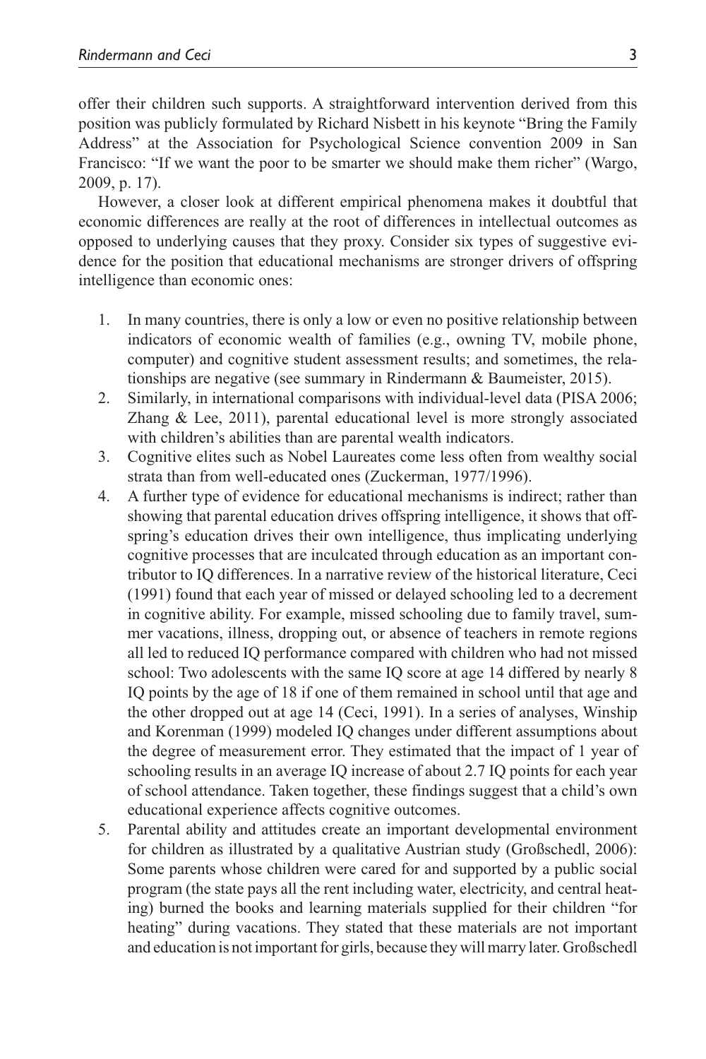offer their children such supports. A straightforward intervention derived from this position was publicly formulated by Richard Nisbett in his keynote "Bring the Family Address" at the Association for Psychological Science convention 2009 in San Francisco: "If we want the poor to be smarter we should make them richer" (Wargo, 2009, p. 17).

However, a closer look at different empirical phenomena makes it doubtful that economic differences are really at the root of differences in intellectual outcomes as opposed to underlying causes that they proxy. Consider six types of suggestive evidence for the position that educational mechanisms are stronger drivers of offspring intelligence than economic ones:

1. In many countries, there is only a low or even no positive relationship between indicators of economic wealth of families (e.g., owning TV, mobile phone, computer) and cognitive student assessment results; and sometimes, the relationships are negative (see summary in Rindermann & Baumeister, 2015).
2. Similarly, in international comparisons with individual-level data (PISA 2006; Zhang & Lee, 2011), parental educational level is more strongly associated with children's abilities than are parental wealth indicators.
3. Cognitive elites such as Nobel Laureates come less often from wealthy social strata than from well-educated ones (Zuckerman, 1977/1996).
4. A further type of evidence for educational mechanisms is indirect; rather than showing that parental education drives offspring intelligence, it shows that offspring's education drives their own intelligence, thus implicating underlying cognitive processes that are inculcated through education as an important contributor to IQ differences. In a narrative review of the historical literature, Ceci (1991) found that each year of missed or delayed schooling led to a decrement in cognitive ability. For example, missed schooling due to family travel, summer vacations, illness, dropping out, or absence of teachers in remote regions all led to reduced IQ performance compared with children who had not missed school: Two adolescents with the same IQ score at age 14 differed by nearly 8 IQ points by the age of 18 if one of them remained in school until that age and the other dropped out at age 14 (Ceci, 1991). In a series of analyses, Winship and Korenman (1999) modeled IQ changes under different assumptions about the degree of measurement error. They estimated that the impact of 1 year of schooling results in an average IQ increase of about 2.7 IQ points for each year of school attendance. Taken together, these findings suggest that a child's own educational experience affects cognitive outcomes.
5. Parental ability and attitudes create an important developmental environment for children as illustrated by a qualitative Austrian study (Großschedl, 2006): Some parents whose children were cared for and supported by a public social program (the state pays all the rent including water, electricity, and central heating) burned the books and learning materials supplied for their children "for heating" during vacations. They stated that these materials are not important and education is not important for girls, because they will marry later. Großschedl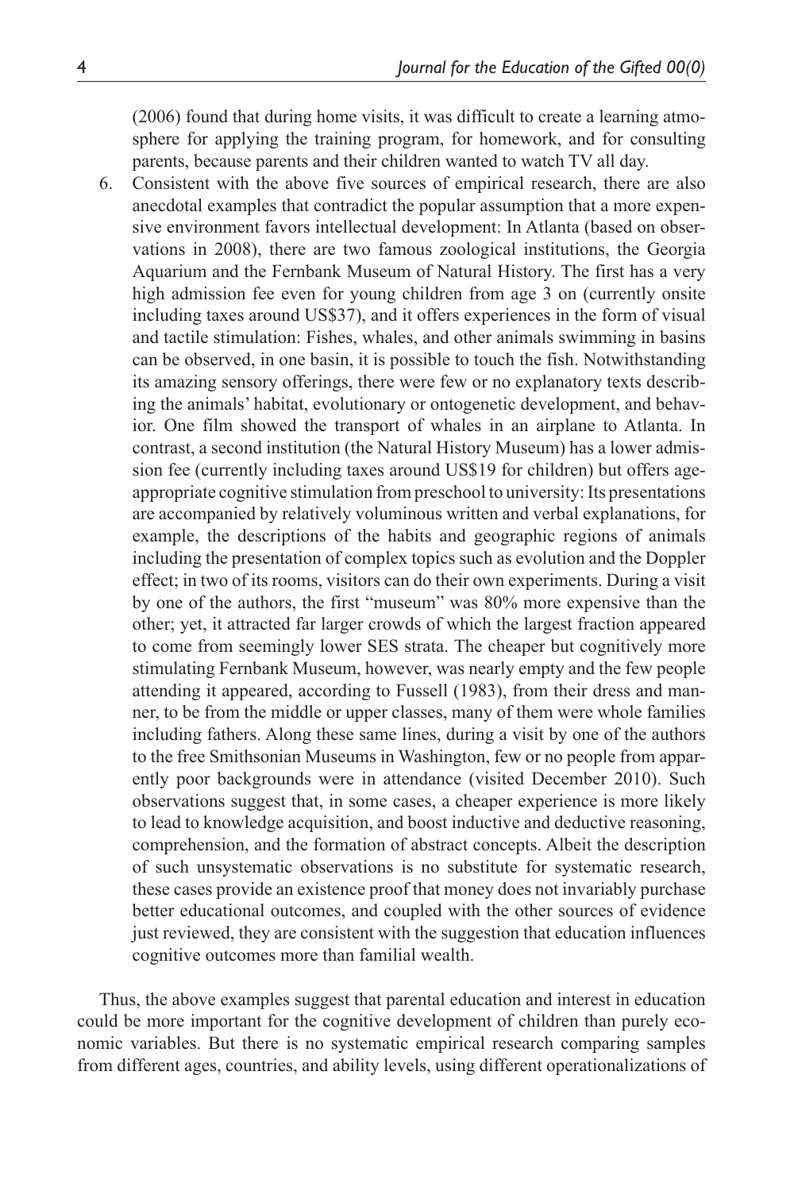(2006) found that during home visits, it was difficult to create a learning atmosphere for applying the training program, for homework, and for consulting parents, because parents and their children wanted to watch TV all day.

6. Consistent with the above five sources of empirical research, there are also anecdotal examples that contradict the popular assumption that a more expensive environment favors intellectual development: In Atlanta (based on observations in 2008), there are two famous zoological institutions, the Georgia Aquarium and the Fernbank Museum of Natural History. The first has a very high admission fee even for young children from age 3 on (currently onsite including taxes around US$37), and it offers experiences in the form of visual and tactile stimulation: Fishes, whales, and other animals swimming in basins can be observed, in one basin, it is possible to touch the fish. Notwithstanding its amazing sensory offerings, there were few or no explanatory texts describing the animals' habitat, evolutionary or ontogenetic development, and behavior. One film showed the transport of whales in an airplane to Atlanta. In contrast, a second institution (the Natural History Museum) has a lower admission fee (currently including taxes around US$19 for children) but offers age-appropriate cognitive stimulation from preschool to university: Its presentations are accompanied by relatively voluminous written and verbal explanations, for example, the descriptions of the habits and geographic regions of animals including the presentation of complex topics such as evolution and the Doppler effect; in two of its rooms, visitors can do their own experiments. During a visit by one of the authors, the first "museum" was 80% more expensive than the other; yet, it attracted far larger crowds of which the largest fraction appeared to come from seemingly lower SES strata. The cheaper but cognitively more stimulating Fernbank Museum, however, was nearly empty and the few people attending it appeared, according to Fussell (1983), from their dress and manner, to be from the middle or upper classes, many of them were whole families including fathers. Along these same lines, during a visit by one of the authors to the free Smithsonian Museums in Washington, few or no people from apparently poor backgrounds were in attendance (visited December 2010). Such observations suggest that, in some cases, a cheaper experience is more likely to lead to knowledge acquisition, and boost inductive and deductive reasoning, comprehension, and the formation of abstract concepts. Albeit the description of such unsystematic observations is no substitute for systematic research, these cases provide an existence proof that money does not invariably purchase better educational outcomes, and coupled with the other sources of evidence just reviewed, they are consistent with the suggestion that education influences cognitive outcomes more than familial wealth.

Thus, the above examples suggest that parental education and interest in education could be more important for the cognitive development of children than purely economic variables. But there is no systematic empirical research comparing samples from different ages, countries, and ability levels, using different operationalizations of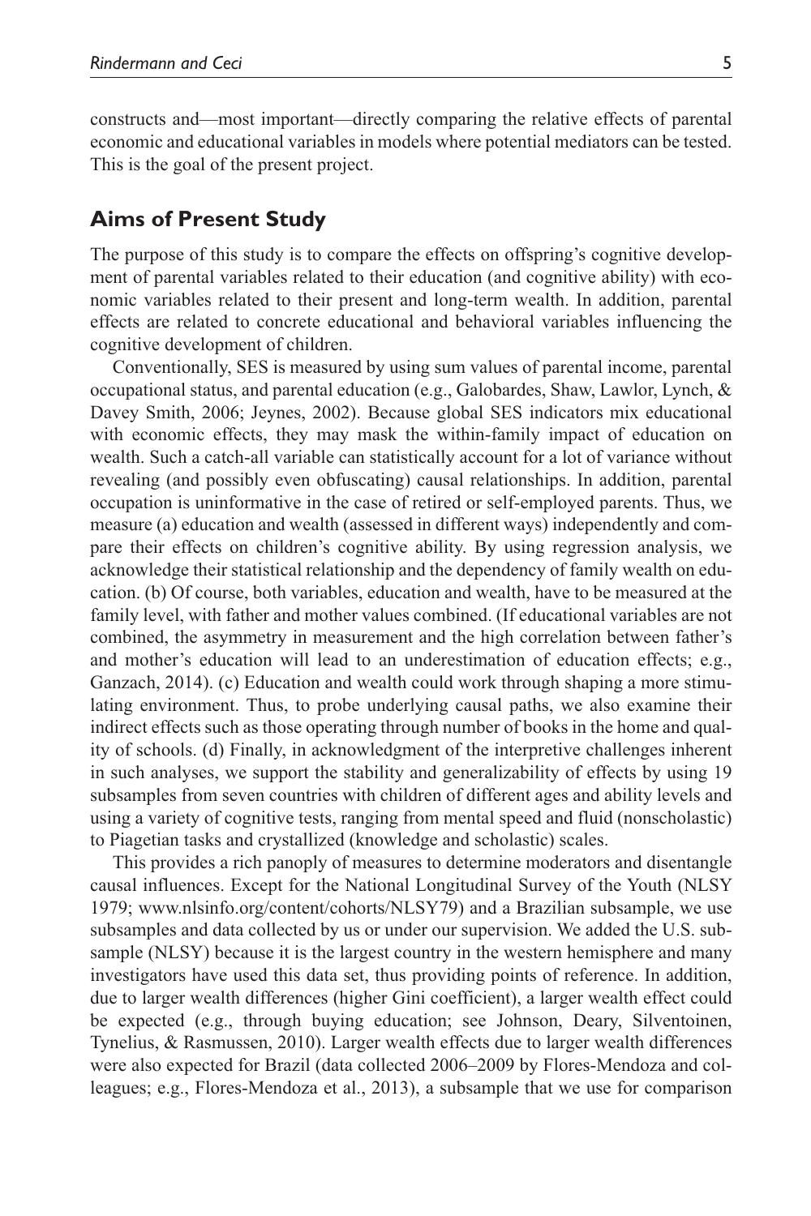constructs and—most important—directly comparing the relative effects of parental economic and educational variables in models where potential mediators can be tested. This is the goal of the present project.

## Aims of Present Study

The purpose of this study is to compare the effects on offspring's cognitive development of parental variables related to their education (and cognitive ability) with economic variables related to their present and long-term wealth. In addition, parental effects are related to concrete educational and behavioral variables influencing the cognitive development of children.

Conventionally, SES is measured by using sum values of parental income, parental occupational status, and parental education (e.g., Galobardes, Shaw, Lawlor, Lynch, & Davey Smith, 2006; Jeynes, 2002). Because global SES indicators mix educational with economic effects, they may mask the within-family impact of education on wealth. Such a catch-all variable can statistically account for a lot of variance without revealing (and possibly even obfuscating) causal relationships. In addition, parental occupation is uninformative in the case of retired or self-employed parents. Thus, we measure (a) education and wealth (assessed in different ways) independently and compare their effects on children's cognitive ability. By using regression analysis, we acknowledge their statistical relationship and the dependency of family wealth on education. (b) Of course, both variables, education and wealth, have to be measured at the family level, with father and mother values combined. (If educational variables are not combined, the asymmetry in measurement and the high correlation between father's and mother's education will lead to an underestimation of education effects; e.g., Ganzach, 2014). (c) Education and wealth could work through shaping a more stimulating environment. Thus, to probe underlying causal paths, we also examine their indirect effects such as those operating through number of books in the home and quality of schools. (d) Finally, in acknowledgment of the interpretive challenges inherent in such analyses, we support the stability and generalizability of effects by using 19 subsamples from seven countries with children of different ages and ability levels and using a variety of cognitive tests, ranging from mental speed and fluid (nonscholastic) to Piagetian tasks and crystallized (knowledge and scholastic) scales.

This provides a rich panoply of measures to determine moderators and disentangle causal influences. Except for the National Longitudinal Survey of the Youth (NLSY 1979; www.nlsinfo.org/content/cohorts/NLSY79) and a Brazilian subsample, we use subsamples and data collected by us or under our supervision. We added the U.S. subsample (NLSY) because it is the largest country in the western hemisphere and many investigators have used this data set, thus providing points of reference. In addition, due to larger wealth differences (higher Gini coefficient), a larger wealth effect could be expected (e.g., through buying education; see Johnson, Deary, Silventoinen, Tynelius, & Rasmussen, 2010). Larger wealth effects due to larger wealth differences were also expected for Brazil (data collected 2006–2009 by Flores-Mendoza and colleagues; e.g., Flores-Mendoza et al., 2013), a subsample that we use for comparison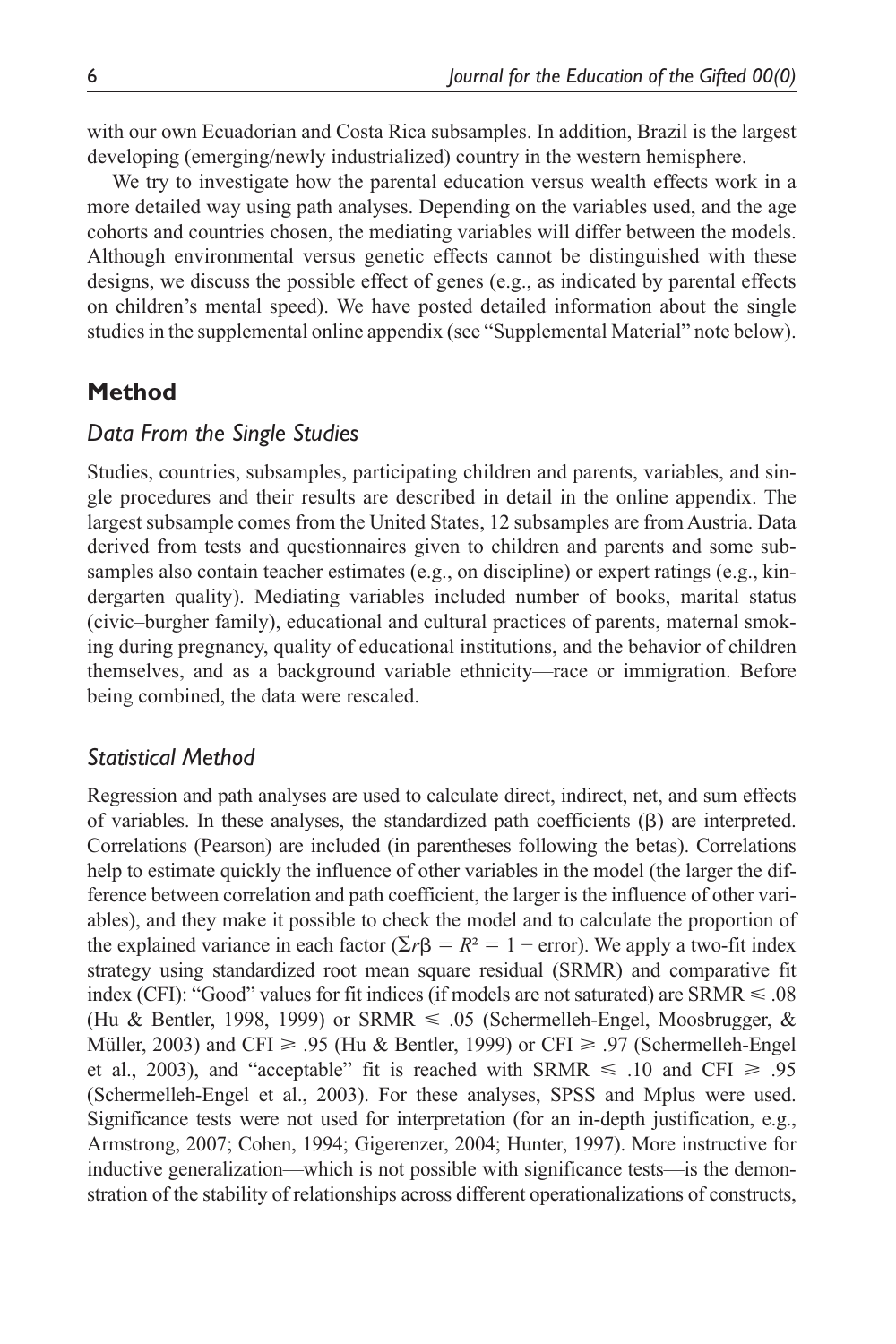with our own Ecuadorian and Costa Rica subsamples. In addition, Brazil is the largest developing (emerging/newly industrialized) country in the western hemisphere.

We try to investigate how the parental education versus wealth effects work in a more detailed way using path analyses. Depending on the variables used, and the age cohorts and countries chosen, the mediating variables will differ between the models. Although environmental versus genetic effects cannot be distinguished with these designs, we discuss the possible effect of genes (e.g., as indicated by parental effects on children's mental speed). We have posted detailed information about the single studies in the supplemental online appendix (see "Supplemental Material" note below).

## Method

### *Data From the Single Studies*

Studies, countries, subsamples, participating children and parents, variables, and single procedures and their results are described in detail in the online appendix. The largest subsample comes from the United States, 12 subsamples are from Austria. Data derived from tests and questionnaires given to children and parents and some subsamples also contain teacher estimates (e.g., on discipline) or expert ratings (e.g., kindergarten quality). Mediating variables included number of books, marital status (civic–burgher family), educational and cultural practices of parents, maternal smoking during pregnancy, quality of educational institutions, and the behavior of children themselves, and as a background variable ethnicity—race or immigration. Before being combined, the data were rescaled.

### *Statistical Method*

Regression and path analyses are used to calculate direct, indirect, net, and sum effects of variables. In these analyses, the standardized path coefficients ($\beta$) are interpreted. Correlations (Pearson) are included (in parentheses following the betas). Correlations help to estimate quickly the influence of other variables in the model (the larger the difference between correlation and path coefficient, the larger is the influence of other variables), and they make it possible to check the model and to calculate the proportion of the explained variance in each factor ($\Sigma r\beta = R^2 = 1 - \text{error}$). We apply a two-fit index strategy using standardized root mean square residual (SRMR) and comparative fit index (CFI): "Good" values for fit indices (if models are not saturated) are SRMR $\leqslant .08$ (Hu & Bentler, 1998, 1999) or SRMR $\leqslant .05$ (Schermelleh-Engel, Moosbrugger, & Müller, 2003) and CFI $\geqslant .95$ (Hu & Bentler, 1999) or CFI $\geqslant .97$ (Schermelleh-Engel et al., 2003), and "acceptable" fit is reached with SRMR $\leqslant .10$ and CFI $\geqslant .95$ (Schermelleh-Engel et al., 2003). For these analyses, SPSS and Mplus were used. Significance tests were not used for interpretation (for an in-depth justification, e.g., Armstrong, 2007; Cohen, 1994; Gigerenzer, 2004; Hunter, 1997). More instructive for inductive generalization—which is not possible with significance tests—is the demonstration of the stability of relationships across different operationalizations of constructs,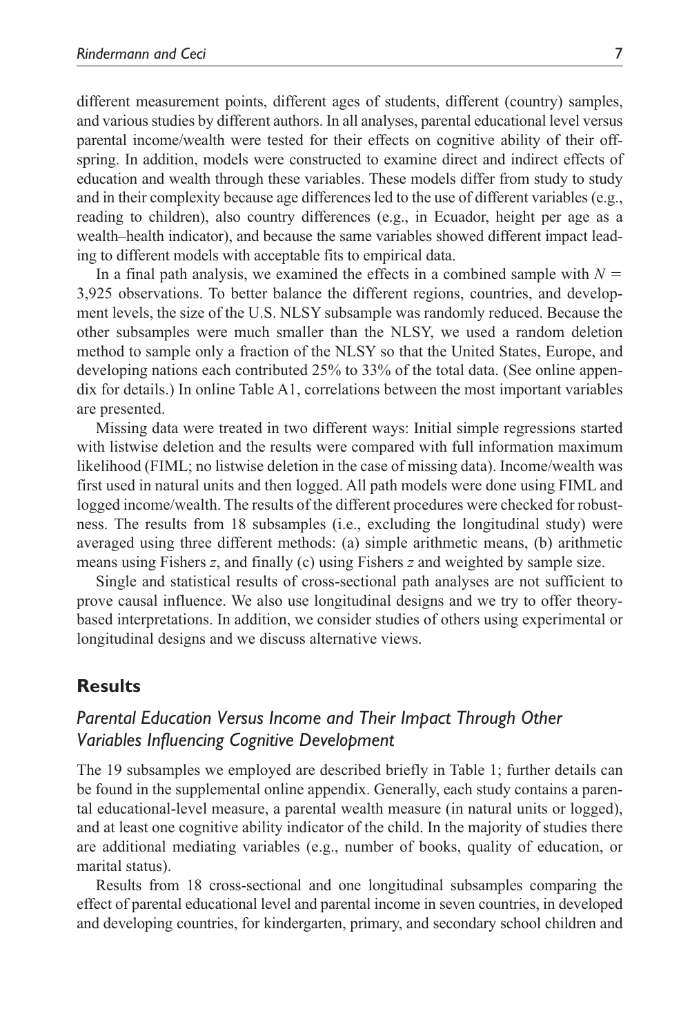different measurement points, different ages of students, different (country) samples, and various studies by different authors. In all analyses, parental educational level versus parental income/wealth were tested for their effects on cognitive ability of their offspring. In addition, models were constructed to examine direct and indirect effects of education and wealth through these variables. These models differ from study to study and in their complexity because age differences led to the use of different variables (e.g., reading to children), also country differences (e.g., in Ecuador, height per age as a wealth–health indicator), and because the same variables showed different impact leading to different models with acceptable fits to empirical data.

In a final path analysis, we examined the effects in a combined sample with $N = 3{,}925$ observations. To better balance the different regions, countries, and development levels, the size of the U.S. NLSY subsample was randomly reduced. Because the other subsamples were much smaller than the NLSY, we used a random deletion method to sample only a fraction of the NLSY so that the United States, Europe, and developing nations each contributed 25% to 33% of the total data. (See online appendix for details.) In online Table A1, correlations between the most important variables are presented.

Missing data were treated in two different ways: Initial simple regressions started with listwise deletion and the results were compared with full information maximum likelihood (FIML; no listwise deletion in the case of missing data). Income/wealth was first used in natural units and then logged. All path models were done using FIML and logged income/wealth. The results of the different procedures were checked for robustness. The results from 18 subsamples (i.e., excluding the longitudinal study) were averaged using three different methods: (a) simple arithmetic means, (b) arithmetic means using Fishers $z$, and finally (c) using Fishers $z$ and weighted by sample size.

Single and statistical results of cross-sectional path analyses are not sufficient to prove causal influence. We also use longitudinal designs and we try to offer theory-based interpretations. In addition, we consider studies of others using experimental or longitudinal designs and we discuss alternative views.

## Results

### *Parental Education Versus Income and Their Impact Through Other Variables Influencing Cognitive Development*

The 19 subsamples we employed are described briefly in Table 1; further details can be found in the supplemental online appendix. Generally, each study contains a parental educational-level measure, a parental wealth measure (in natural units or logged), and at least one cognitive ability indicator of the child. In the majority of studies there are additional mediating variables (e.g., number of books, quality of education, or marital status).

Results from 18 cross-sectional and one longitudinal subsamples comparing the effect of parental educational level and parental income in seven countries, in developed and developing countries, for kindergarten, primary, and secondary school children and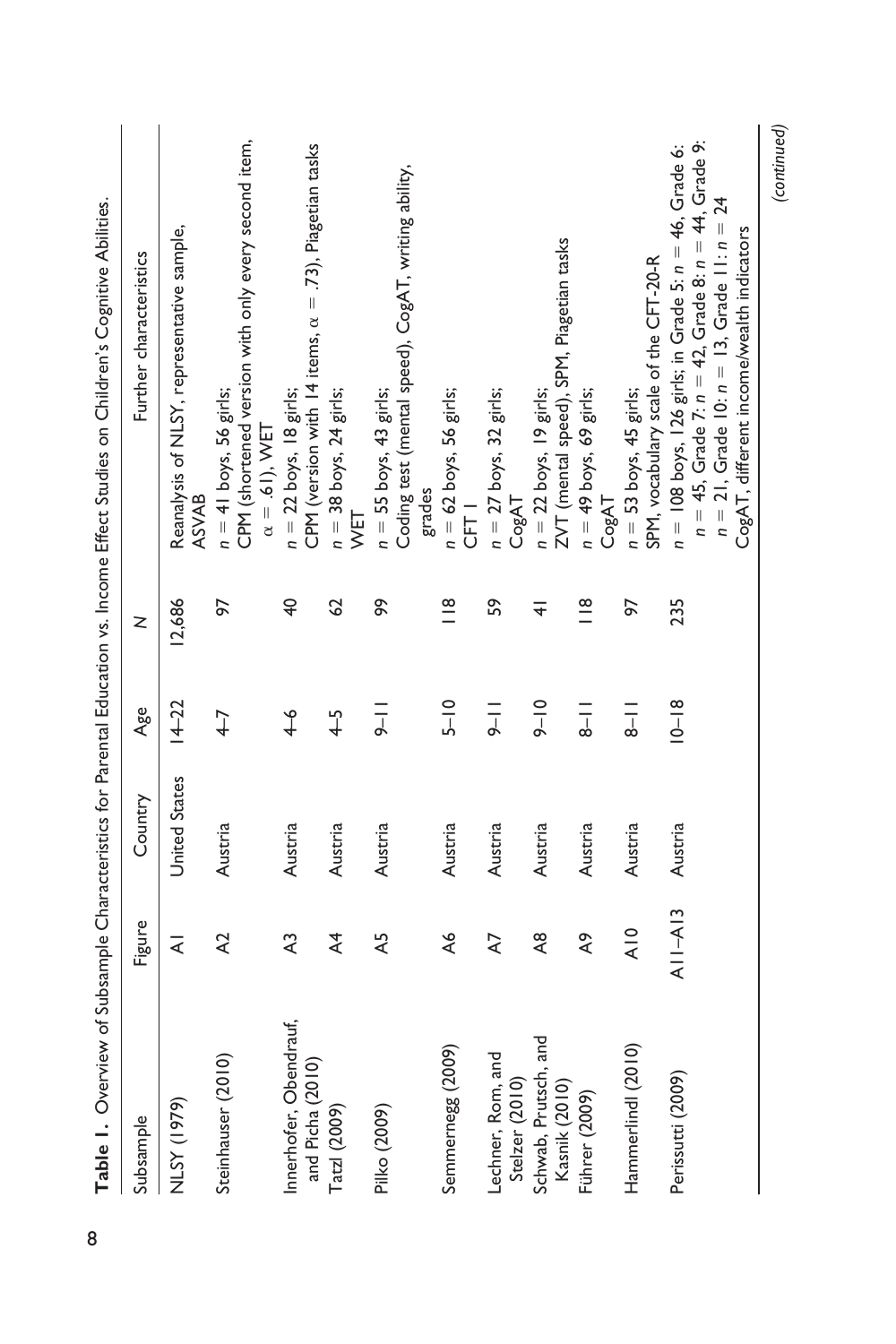**Table 1.** Overview of Subsample Characteristics for Parental Education vs. Income Effect Studies on Children's Cognitive Abilities.

| Subsample | Figure | Country | Age | N | Further characteristics |
|---|---|---|---|---|---|
| NLSY (1979) | A1 | United States | 14–22 | 12,686 | Reanalysis of NLSY, representative sample, ASVAB |
| Steinhauser (2010) | A2 | Austria | 4–7 | 97 | $n = 41$ boys, 56 girls; CPM (shortened version with only every second item, $\alpha = .61$), WET |
| Innerhofer, Obendrauf, and Picha (2010) | A3 | Austria | 4–6 | 40 | $n = 22$ boys, 18 girls; CPM (version with 14 items, $\alpha = .73$), Piagetian tasks |
| Tatzl (2009) | A4 | Austria | 4–5 | 62 | $n = 38$ boys, 24 girls; WET |
| Pilko (2009) | A5 | Austria | 9–11 | 99 | $n = 55$ boys, 43 girls; Coding test (mental speed), CogAT, writing ability, grades |
| Semmernegg (2009) | A6 | Austria | 5–10 | 118 | $n = 62$ boys, 56 girls; CFT 1 |
| Lechner, Rom, and Stelzer (2010) | A7 | Austria | 9–11 | 59 | $n = 27$ boys, 32 girls; CogAT |
| Schwab, Prutsch, and Kasnik (2010) | A8 | Austria | 9–10 | 41 | $n = 22$ boys, 19 girls; ZVT (mental speed), SPM, Piagetian tasks |
| Führer (2009) | A9 | Austria | 8–11 | 118 | $n = 49$ boys, 69 girls; CogAT |
| Hammerlindl (2010) | A10 | Austria | 8–11 | 97 | $n = 53$ boys, 45 girls; SPM, vocabulary scale of the CFT-20-R |
| Perissutti (2009) | A11–A13 | Austria | 10–18 | 235 | $n = 108$ boys, 126 girls; in Grade 5: $n = 46$, Grade 6: $n = 45$, Grade 7: $n = 42$, Grade 8: $n = 44$, Grade 9: $n = 21$, Grade 10: $n = 13$, Grade 11: $n = 24$ CogAT, different income/wealth indicators |

*(continued)*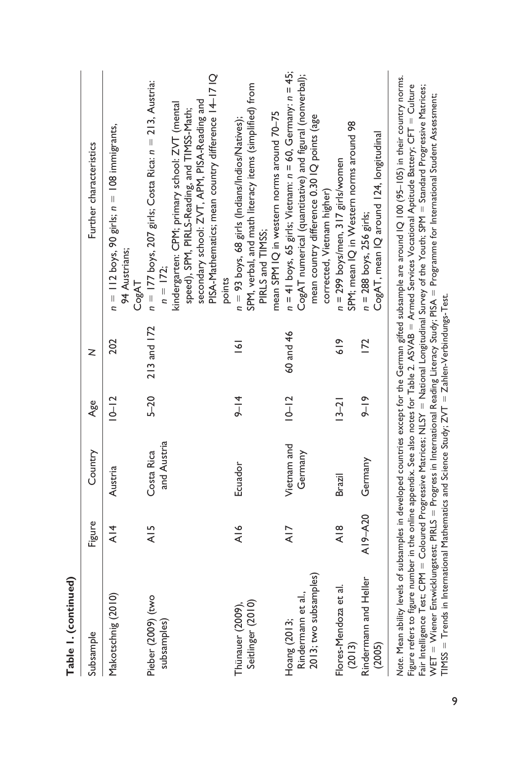**Table 1. (continued)**

| Subsample | Figure | Country | Age | N | Further characteristics |
|---|---|---|---|---|---|
| Makotschnig (2010) | A14 | Austria | 10–12 | 202 | $n$ = 112 boys, 90 girls; $n$ = 108 immigrants, 94 Austrians; CogAT |
| Pieber (2009) (two subsamples) | A15 | Costa Rica and Austria | 5–20 | 213 and 172 | $n$ = 177 boys, 207 girls; Costa Rica: $n$ = 213, Austria: $n$ = 172; kindergarten: CPM; primary school: ZVT (mental speed), SPM, PIRLS-Reading, and TIMSS-Math; secondary school: ZVT, APM, PISA-Reading and PISA-Mathematics; mean country difference 14–17 IQ points |
| Thünauer (2009), Seitlinger (2010) | A16 | Ecuador | 9–14 | 161 | $n$ = 93 boys, 68 girls (Indians/Indios/Natives); SPM, verbal, and math literacy items (simplified) from PIRLS and TIMSS; mean SPM IQ in western norms around 70–75 |
| Hoang (2013; Rindermann et al., 2013; two subsamples) | A17 | Vietnam and Germany | 10–12 | 60 and 46 | $n$ = 41 boys, 65 girls; Vietnam: $n$ = 60, Germany: $n$ = 45; CogAT numerical (quantitative) and figural (nonverbal); mean country difference 0.30 IQ points (age corrected, Vietnam higher) |
| Flores-Mendoza et al. (2013) | A18 | Brazil | 13–21 | 619 | $n$ = 299 boys/men, 317 girls/women; SPM; mean IQ in Western norms around 98 |
| Rindermann and Heller (2005) | A19–A20 | Germany | 9–19 | 172 | $n$ = 288 boys, 256 girls; CogAT, mean IQ around 124, longitudinal |

*Note*. Mean ability levels of subsamples in developed countries except for the German gifted subsample are around IQ 100 (95–105) in their country norms. Figure refers to figure number in the online appendix. See also notes for Table 2. ASVAB = Armed Services Vocational Aptitude Battery; CFT = Culture Fair Intelligence Test; CPM = Coloured Progressive Matrices; NLSY = National Longitudinal Survey of the Youth; SPM = Standard Progressive Matrices; WET = Wiener Entwicklungstest; PIRLS = Progress in International Reading Literacy Study; PISA = Programme for International Student Assessment; TIMSS = Trends in International Mathematics and Science Study; ZVT = Zahlen-Verbindungs-Test.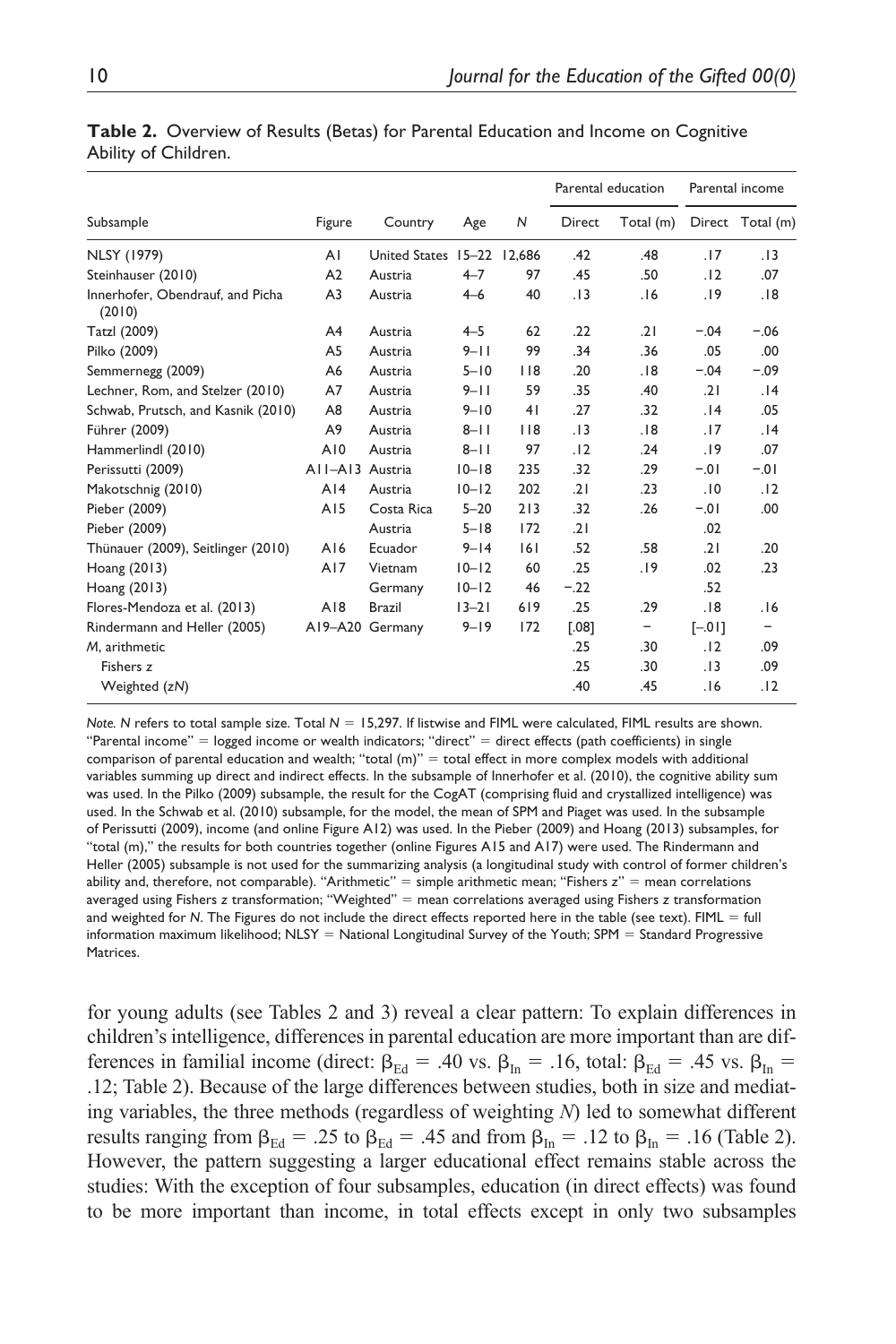**Table 2.** Overview of Results (Betas) for Parental Education and Income on Cognitive Ability of Children.

| Subsample | Figure | Country | Age | *N* | Parental education | | Parental income | |
|---|---|---|---|---|---|---|---|---|
| | | | | | Direct | Total (m) | Direct | Total (m) |
| NLSY (1979) | A1 | United States | 15–22 | 12,686 | .42 | .48 | .17 | .13 |
| Steinhauser (2010) | A2 | Austria | 4–7 | 97 | .45 | .50 | .12 | .07 |
| Innerhofer, Obendrauf, and Picha (2010) | A3 | Austria | 4–6 | 40 | .13 | .16 | .19 | .18 |
| Tatzl (2009) | A4 | Austria | 4–5 | 62 | .22 | .21 | −.04 | −.06 |
| Pilko (2009) | A5 | Austria | 9–11 | 99 | .34 | .36 | .05 | .00 |
| Semmernegg (2009) | A6 | Austria | 5–10 | 118 | .20 | .18 | −.04 | −.09 |
| Lechner, Rom, and Stelzer (2010) | A7 | Austria | 9–11 | 59 | .35 | .40 | .21 | .14 |
| Schwab, Prutsch, and Kasnik (2010) | A8 | Austria | 9–10 | 41 | .27 | .32 | .14 | .05 |
| Führer (2009) | A9 | Austria | 8–11 | 118 | .13 | .18 | .17 | .14 |
| Hammerlindl (2010) | A10 | Austria | 8–11 | 97 | .12 | .24 | .19 | .07 |
| Perissutti (2009) | A11–A13 | Austria | 10–18 | 235 | .32 | .29 | −.01 | −.01 |
| Makotschnig (2010) | A14 | Austria | 10–12 | 202 | .21 | .23 | .10 | .12 |
| Pieber (2009) | A15 | Costa Rica | 5–20 | 213 | .32 | .26 | −.01 | .00 |
| Pieber (2009) | | Austria | 5–18 | 172 | .21 | | .02 | |
| Thünauer (2009), Seitlinger (2010) | A16 | Ecuador | 9–14 | 161 | .52 | .58 | .21 | .20 |
| Hoang (2013) | A17 | Vietnam | 10–12 | 60 | .25 | .19 | .02 | .23 |
| Hoang (2013) | | Germany | 10–12 | 46 | −.22 | | .52 | |
| Flores-Mendoza et al. (2013) | A18 | Brazil | 13–21 | 619 | .25 | .29 | .18 | .16 |
| Rindermann and Heller (2005) | A19–A20 | Germany | 9–19 | 172 | [.08] | – | [−.01] | – |
| *M*, arithmetic | | | | | .25 | .30 | .12 | .09 |
| Fishers z | | | | | .25 | .30 | .13 | .09 |
| Weighted (*zN*) | | | | | .40 | .45 | .16 | .12 |

*Note. N* refers to total sample size. Total *N* = 15,297. If listwise and FIML were calculated, FIML results are shown. "Parental income" = logged income or wealth indicators; "direct" = direct effects (path coefficients) in single comparison of parental education and wealth; "total (m)" = total effect in more complex models with additional variables summing up direct and indirect effects. In the subsample of Innerhofer et al. (2010), the cognitive ability sum was used. In the Pilko (2009) subsample, the result for the CogAT (comprising fluid and crystallized intelligence) was used. In the Schwab et al. (2010) subsample, for the model, the mean of SPM and Piaget was used. In the subsample of Perissutti (2009), income (and online Figure A12) was used. In the Pieber (2009) and Hoang (2013) subsamples, for "total (m)," the results for both countries together (online Figures A15 and A17) were used. The Rindermann and Heller (2005) subsample is not used for the summarizing analysis (a longitudinal study with control of former children's ability and, therefore, not comparable). "Arithmetic" = simple arithmetic mean; "Fishers z" = mean correlations averaged using Fishers *z* transformation; "Weighted" = mean correlations averaged using Fishers *z* transformation and weighted for *N*. The Figures do not include the direct effects reported here in the table (see text). FIML = full information maximum likelihood; NLSY = National Longitudinal Survey of the Youth; SPM = Standard Progressive Matrices.

for young adults (see Tables 2 and 3) reveal a clear pattern: To explain differences in children's intelligence, differences in parental education are more important than are differences in familial income (direct: $\beta_{Ed} = .40$ vs. $\beta_{In} = .16$, total: $\beta_{Ed} = .45$ vs. $\beta_{In} = .12$; Table 2). Because of the large differences between studies, both in size and mediating variables, the three methods (regardless of weighting *N*) led to somewhat different results ranging from $\beta_{Ed} = .25$ to $\beta_{Ed} = .45$ and from $\beta_{In} = .12$ to $\beta_{In} = .16$ (Table 2). However, the pattern suggesting a larger educational effect remains stable across the studies: With the exception of four subsamples, education (in direct effects) was found to be more important than income, in total effects except in only two subsamples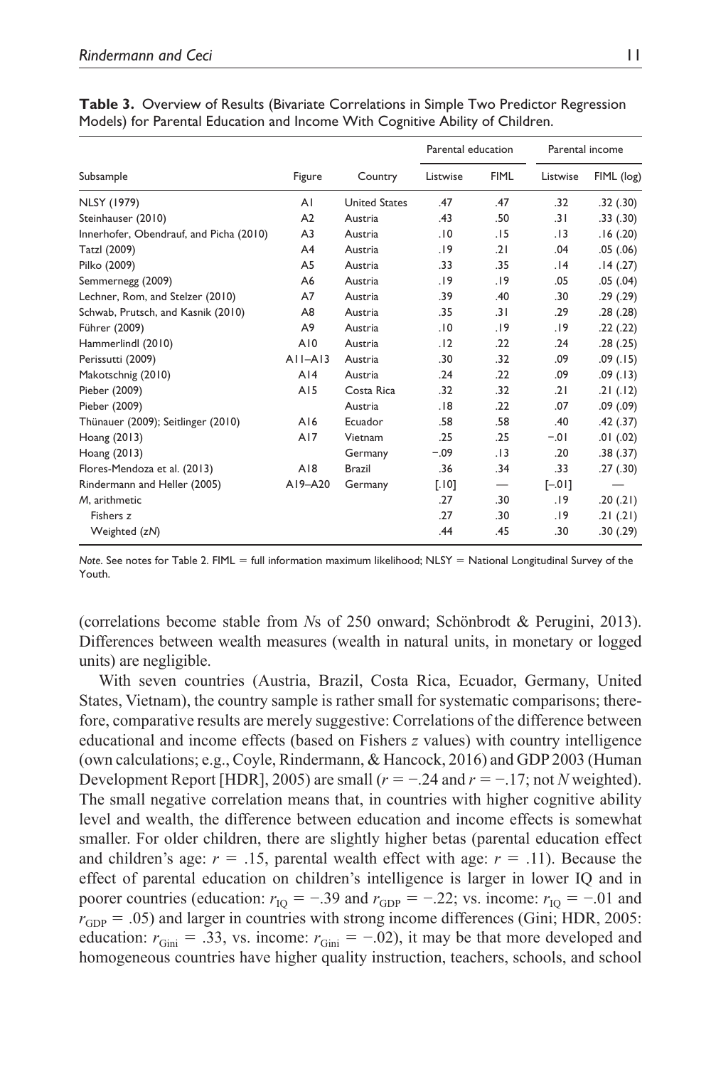**Table 3.** Overview of Results (Bivariate Correlations in Simple Two Predictor Regression Models) for Parental Education and Income With Cognitive Ability of Children.

| | | | Parental education | | Parental income | |
|---|---|---|---|---|---|---|
| Subsample | Figure | Country | Listwise | FIML | Listwise | FIML (log) |
| NLSY (1979) | A1 | United States | .47 | .47 | .32 | .32 (.30) |
| Steinhauser (2010) | A2 | Austria | .43 | .50 | .31 | .33 (.30) |
| Innerhofer, Obendrauf, and Picha (2010) | A3 | Austria | .10 | .15 | .13 | .16 (.20) |
| Tatzl (2009) | A4 | Austria | .19 | .21 | .04 | .05 (.06) |
| Pilko (2009) | A5 | Austria | .33 | .35 | .14 | .14 (.27) |
| Semmernegg (2009) | A6 | Austria | .19 | .19 | .05 | .05 (.04) |
| Lechner, Rom, and Stelzer (2010) | A7 | Austria | .39 | .40 | .30 | .29 (.29) |
| Schwab, Prutsch, and Kasnik (2010) | A8 | Austria | .35 | .31 | .29 | .28 (.28) |
| Führer (2009) | A9 | Austria | .10 | .19 | .19 | .22 (.22) |
| Hammerlindl (2010) | A10 | Austria | .12 | .22 | .24 | .28 (.25) |
| Perissutti (2009) | A11–A13 | Austria | .30 | .32 | .09 | .09 (.15) |
| Makotschnig (2010) | A14 | Austria | .24 | .22 | .09 | .09 (.13) |
| Pieber (2009) | A15 | Costa Rica | .32 | .32 | .21 | .21 (.12) |
| Pieber (2009) | | Austria | .18 | .22 | .07 | .09 (.09) |
| Thünauer (2009); Seitlinger (2010) | A16 | Ecuador | .58 | .58 | .40 | .42 (.37) |
| Hoang (2013) | A17 | Vietnam | .25 | .25 | −.01 | .01 (.02) |
| Hoang (2013) | | Germany | −.09 | .13 | .20 | .38 (.37) |
| Flores-Mendoza et al. (2013) | A18 | Brazil | .36 | .34 | .33 | .27 (.30) |
| Rindermann and Heller (2005) | A19–A20 | Germany | [.10] | — | [−.01] | — |
| *M*, arithmetic | | | .27 | .30 | .19 | .20 (.21) |
| Fishers z | | | .27 | .30 | .19 | .21 (.21) |
| Weighted (*zN*) | | | .44 | .45 | .30 | .30 (.29) |

*Note.* See notes for Table 2. FIML = full information maximum likelihood; NLSY = National Longitudinal Survey of the Youth.

(correlations become stable from *N*s of 250 onward; Schönbrodt & Perugini, 2013). Differences between wealth measures (wealth in natural units, in monetary or logged units) are negligible.

With seven countries (Austria, Brazil, Costa Rica, Ecuador, Germany, United States, Vietnam), the country sample is rather small for systematic comparisons; therefore, comparative results are merely suggestive: Correlations of the difference between educational and income effects (based on Fishers *z* values) with country intelligence (own calculations; e.g., Coyle, Rindermann, & Hancock, 2016) and GDP 2003 (Human Development Report [HDR], 2005) are small ($r = -.24$ and $r = -.17$; not *N* weighted). The small negative correlation means that, in countries with higher cognitive ability level and wealth, the difference between education and income effects is somewhat smaller. For older children, there are slightly higher betas (parental education effect and children's age: $r = .15$, parental wealth effect with age: $r = .11$). Because the effect of parental education on children's intelligence is larger in lower IQ and in poorer countries (education: $r_{IQ} = -.39$ and $r_{GDP} = -.22$; vs. income: $r_{IQ} = -.01$ and $r_{GDP} = .05$) and larger in countries with strong income differences (Gini; HDR, 2005: education: $r_{Gini} = .33$, vs. income: $r_{Gini} = -.02$), it may be that more developed and homogeneous countries have higher quality instruction, teachers, schools, and school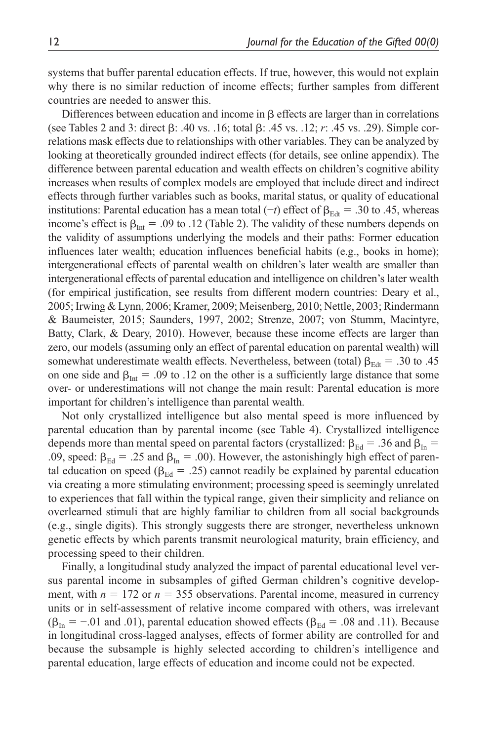systems that buffer parental education effects. If true, however, this would not explain why there is no similar reduction of income effects; further samples from different countries are needed to answer this.

Differences between education and income in β effects are larger than in correlations (see Tables 2 and 3: direct β: .40 vs. .16; total β: .45 vs. .12; *r*: .45 vs. .29). Simple correlations mask effects due to relationships with other variables. They can be analyzed by looking at theoretically grounded indirect effects (for details, see online appendix). The difference between parental education and wealth effects on children's cognitive ability increases when results of complex models are employed that include direct and indirect effects through further variables such as books, marital status, or quality of educational institutions: Parental education has a mean total (−*t*) effect of $\beta_{Edt}$ = .30 to .45, whereas income's effect is $\beta_{Int}$ = .09 to .12 (Table 2). The validity of these numbers depends on the validity of assumptions underlying the models and their paths: Former education influences later wealth; education influences beneficial habits (e.g., books in home); intergenerational effects of parental wealth on children's later wealth are smaller than intergenerational effects of parental education and intelligence on children's later wealth (for empirical justification, see results from different modern countries: Deary et al., 2005; Irwing & Lynn, 2006; Kramer, 2009; Meisenberg, 2010; Nettle, 2003; Rindermann & Baumeister, 2015; Saunders, 1997, 2002; Strenze, 2007; von Stumm, Macintyre, Batty, Clark, & Deary, 2010). However, because these income effects are larger than zero, our models (assuming only an effect of parental education on parental wealth) will somewhat underestimate wealth effects. Nevertheless, between (total) $\beta_{Edt}$ = .30 to .45 on one side and $\beta_{Int}$ = .09 to .12 on the other is a sufficiently large distance that some over- or underestimations will not change the main result: Parental education is more important for children's intelligence than parental wealth.

Not only crystallized intelligence but also mental speed is more influenced by parental education than by parental income (see Table 4). Crystallized intelligence depends more than mental speed on parental factors (crystallized: $\beta_{Ed}$ = .36 and $\beta_{In}$ = .09, speed: $\beta_{Ed}$ = .25 and $\beta_{In}$ = .00). However, the astonishingly high effect of parental education on speed ($\beta_{Ed}$ = .25) cannot readily be explained by parental education via creating a more stimulating environment; processing speed is seemingly unrelated to experiences that fall within the typical range, given their simplicity and reliance on overlearned stimuli that are highly familiar to children from all social backgrounds (e.g., single digits). This strongly suggests there are stronger, nevertheless unknown genetic effects by which parents transmit neurological maturity, brain efficiency, and processing speed to their children.

Finally, a longitudinal study analyzed the impact of parental educational level versus parental income in subsamples of gifted German children's cognitive development, with $n$ = 172 or $n$ = 355 observations. Parental income, measured in currency units or in self-assessment of relative income compared with others, was irrelevant ($\beta_{In}$ = −.01 and .01), parental education showed effects ($\beta_{Ed}$ = .08 and .11). Because in longitudinal cross-lagged analyses, effects of former ability are controlled for and because the subsample is highly selected according to children's intelligence and parental education, large effects of education and income could not be expected.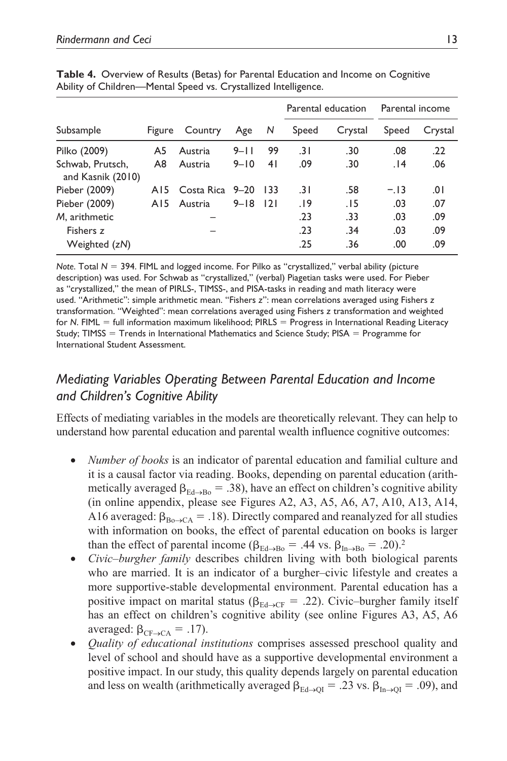**Table 4.** Overview of Results (Betas) for Parental Education and Income on Cognitive Ability of Children—Mental Speed vs. Crystallized Intelligence.

| Subsample | Figure | Country | Age | *N* | Parental education | | Parental income | |
|---|---|---|---|---|---|---|---|---|
| | | | | | Speed | Crystal | Speed | Crystal |
| Pilko (2009) | A5 | Austria | 9–11 | 99 | .31 | .30 | .08 | .22 |
| Schwab, Prutsch, and Kasnik (2010) | A8 | Austria | 9–10 | 41 | .09 | .30 | .14 | .06 |
| Pieber (2009) | A15 | Costa Rica | 9–20 | 133 | .31 | .58 | −.13 | .01 |
| Pieber (2009) | A15 | Austria | 9–18 | 121 | .19 | .15 | .03 | .07 |
| *M*, arithmetic | | – | | | .23 | .33 | .03 | .09 |
| Fishers *z* | | – | | | .23 | .34 | .03 | .09 |
| Weighted (*zN*) | | | | | .25 | .36 | .00 | .09 |

*Note*. Total $N = 394$. FIML and logged income. For Pilko as "crystallized," verbal ability (picture description) was used. For Schwab as "crystallized," (verbal) Piagetian tasks were used. For Pieber as "crystallized," the mean of PIRLS-, TIMSS-, and PISA-tasks in reading and math literacy were used. "Arithmetic": simple arithmetic mean. "Fishers z": mean correlations averaged using Fishers z transformation. "Weighted": mean correlations averaged using Fishers z transformation and weighted for *N*. FIML = full information maximum likelihood; PIRLS = Progress in International Reading Literacy Study; TIMSS = Trends in International Mathematics and Science Study; PISA = Programme for International Student Assessment.

## *Mediating Variables Operating Between Parental Education and Income and Children's Cognitive Ability*

Effects of mediating variables in the models are theoretically relevant. They can help to understand how parental education and parental wealth influence cognitive outcomes:

- *Number of books* is an indicator of parental education and familial culture and it is a causal factor via reading. Books, depending on parental education (arithmetically averaged $\beta_{Ed \rightarrow Bo} = .38$), have an effect on children's cognitive ability (in online appendix, please see Figures A2, A3, A5, A6, A7, A10, A13, A14, A16 averaged: $\beta_{Bo \rightarrow CA} = .18$). Directly compared and reanalyzed for all studies with information on books, the effect of parental education on books is larger than the effect of parental income ($\beta_{Ed \rightarrow Bo} = .44$ vs. $\beta_{In \rightarrow Bo} = .20$).[2]
- *Civic–burgher family* describes children living with both biological parents who are married. It is an indicator of a burgher–civic lifestyle and creates a more supportive-stable developmental environment. Parental education has a positive impact on marital status ($\beta_{Ed \rightarrow CF} = .22$). Civic–burgher family itself has an effect on children's cognitive ability (see online Figures A3, A5, A6 averaged: $\beta_{CF \rightarrow CA} = .17$).
- *Quality of educational institutions* comprises assessed preschool quality and level of school and should have as a supportive developmental environment a positive impact. In our study, this quality depends largely on parental education and less on wealth (arithmetically averaged $\beta_{Ed \rightarrow QI} = .23$ vs. $\beta_{In \rightarrow QI} = .09$), and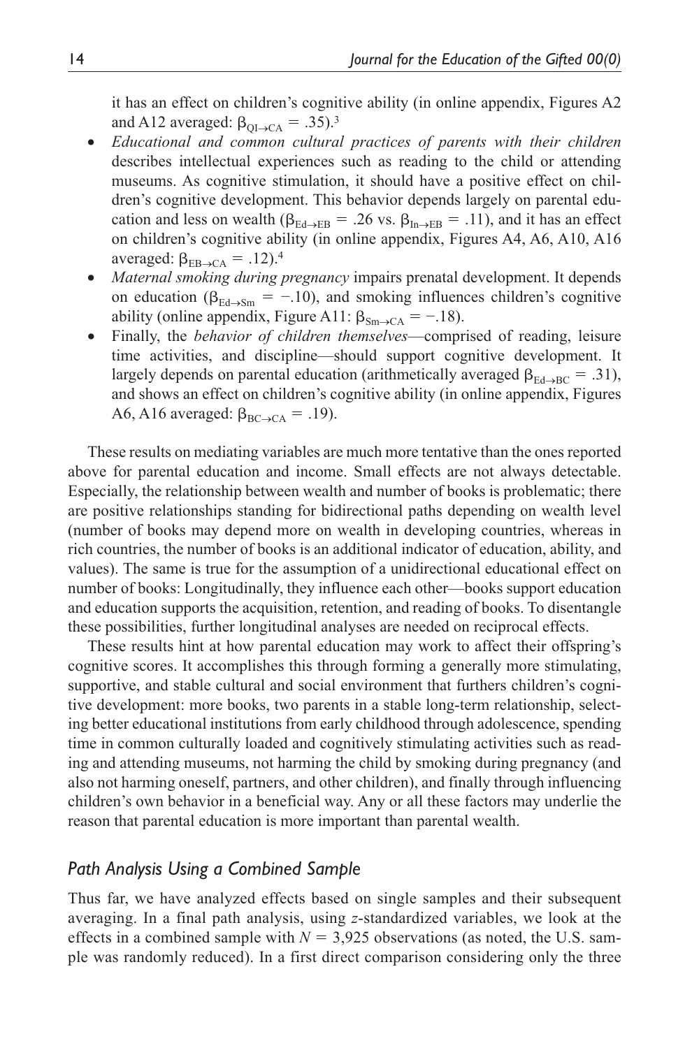it has an effect on children's cognitive ability (in online appendix, Figures A2 and A12 averaged: $\beta_{QI \rightarrow CA} = .35$).[3]

- *Educational and common cultural practices of parents with their children* describes intellectual experiences such as reading to the child or attending museums. As cognitive stimulation, it should have a positive effect on children's cognitive development. This behavior depends largely on parental education and less on wealth ($\beta_{Ed \rightarrow EB} = .26$ vs. $\beta_{In \rightarrow EB} = .11$), and it has an effect on children's cognitive ability (in online appendix, Figures A4, A6, A10, A16 averaged: $\beta_{EB \rightarrow CA} = .12$).[4]
- *Maternal smoking during pregnancy* impairs prenatal development. It depends on education ($\beta_{Ed \rightarrow Sm} = -.10$), and smoking influences children's cognitive ability (online appendix, Figure A11: $\beta_{Sm \rightarrow CA} = -.18$).
- Finally, the *behavior of children themselves*—comprised of reading, leisure time activities, and discipline—should support cognitive development. It largely depends on parental education (arithmetically averaged $\beta_{Ed \rightarrow BC} = .31$), and shows an effect on children's cognitive ability (in online appendix, Figures A6, A16 averaged: $\beta_{BC \rightarrow CA} = .19$).

These results on mediating variables are much more tentative than the ones reported above for parental education and income. Small effects are not always detectable. Especially, the relationship between wealth and number of books is problematic; there are positive relationships standing for bidirectional paths depending on wealth level (number of books may depend more on wealth in developing countries, whereas in rich countries, the number of books is an additional indicator of education, ability, and values). The same is true for the assumption of a unidirectional educational effect on number of books: Longitudinally, they influence each other—books support education and education supports the acquisition, retention, and reading of books. To disentangle these possibilities, further longitudinal analyses are needed on reciprocal effects.

These results hint at how parental education may work to affect their offspring's cognitive scores. It accomplishes this through forming a generally more stimulating, supportive, and stable cultural and social environment that furthers children's cognitive development: more books, two parents in a stable long-term relationship, selecting better educational institutions from early childhood through adolescence, spending time in common culturally loaded and cognitively stimulating activities such as reading and attending museums, not harming the child by smoking during pregnancy (and also not harming oneself, partners, and other children), and finally through influencing children's own behavior in a beneficial way. Any or all these factors may underlie the reason that parental education is more important than parental wealth.

## *Path Analysis Using a Combined Sample*

Thus far, we have analyzed effects based on single samples and their subsequent averaging. In a final path analysis, using *z*-standardized variables, we look at the effects in a combined sample with $N = 3{,}925$ observations (as noted, the U.S. sample was randomly reduced). In a first direct comparison considering only the three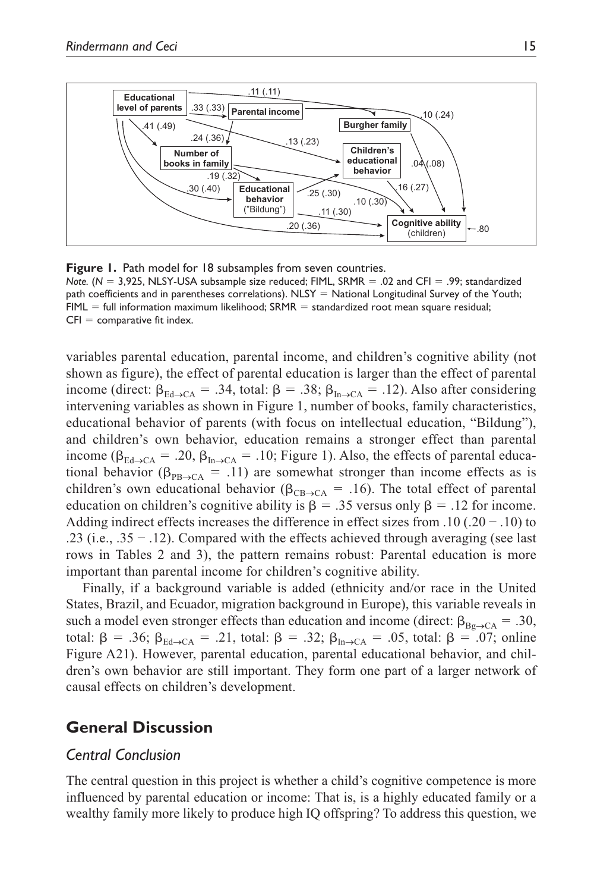**Figure 1.** Path model for 18 subsamples from seven countries.

*Note.* ($N$ = 3,925, NLSY-USA subsample size reduced; FIML, SRMR = .02 and CFI = .99; standardized path coefficients and in parentheses correlations). NLSY = National Longitudinal Survey of the Youth; FIML = full information maximum likelihood; SRMR = standardized root mean square residual; CFI = comparative fit index.

variables parental education, parental income, and children's cognitive ability (not shown as figure), the effect of parental education is larger than the effect of parental income (direct: $\beta_{Ed \rightarrow CA} = .34$, total: $\beta = .38$; $\beta_{In \rightarrow CA} = .12$). Also after considering intervening variables as shown in Figure 1, number of books, family characteristics, educational behavior of parents (with focus on intellectual education, "Bildung"), and children's own behavior, education remains a stronger effect than parental income ($\beta_{Ed \rightarrow CA} = .20$, $\beta_{In \rightarrow CA} = .10$; Figure 1). Also, the effects of parental educational behavior ($\beta_{PB \rightarrow CA} = .11$) are somewhat stronger than income effects as is children's own educational behavior ($\beta_{CB \rightarrow CA} = .16$). The total effect of parental education on children's cognitive ability is $\beta = .35$ versus only $\beta = .12$ for income. Adding indirect effects increases the difference in effect sizes from .10 (.20 − .10) to .23 (i.e., .35 − .12). Compared with the effects achieved through averaging (see last rows in Tables 2 and 3), the pattern remains robust: Parental education is more important than parental income for children's cognitive ability.

Finally, if a background variable is added (ethnicity and/or race in the United States, Brazil, and Ecuador, migration background in Europe), this variable reveals in such a model even stronger effects than education and income (direct: $\beta_{Bg \rightarrow CA} = .30$, total: $\beta = .36$; $\beta_{Ed \rightarrow CA} = .21$, total: $\beta = .32$; $\beta_{In \rightarrow CA} = .05$, total: $\beta = .07$; online Figure A21). However, parental education, parental educational behavior, and children's own behavior are still important. They form one part of a larger network of causal effects on children's development.

## General Discussion

### *Central Conclusion*

The central question in this project is whether a child's cognitive competence is more influenced by parental education or income: That is, is a highly educated family or a wealthy family more likely to produce high IQ offspring? To address this question, we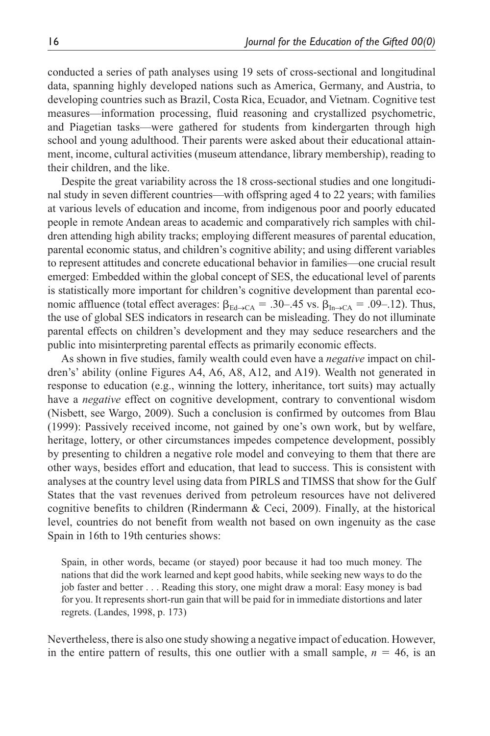conducted a series of path analyses using 19 sets of cross-sectional and longitudinal data, spanning highly developed nations such as America, Germany, and Austria, to developing countries such as Brazil, Costa Rica, Ecuador, and Vietnam. Cognitive test measures—information processing, fluid reasoning and crystallized psychometric, and Piagetian tasks—were gathered for students from kindergarten through high school and young adulthood. Their parents were asked about their educational attainment, income, cultural activities (museum attendance, library membership), reading to their children, and the like.

Despite the great variability across the 18 cross-sectional studies and one longitudinal study in seven different countries—with offspring aged 4 to 22 years; with families at various levels of education and income, from indigenous poor and poorly educated people in remote Andean areas to academic and comparatively rich samples with children attending high ability tracks; employing different measures of parental education, parental economic status, and children's cognitive ability; and using different variables to represent attitudes and concrete educational behavior in families—one crucial result emerged: Embedded within the global concept of SES, the educational level of parents is statistically more important for children's cognitive development than parental economic affluence (total effect averages: $\beta_{Ed \rightarrow CA} = .30–.45$ vs. $\beta_{In \rightarrow CA} = .09–.12$). Thus, the use of global SES indicators in research can be misleading. They do not illuminate parental effects on children's development and they may seduce researchers and the public into misinterpreting parental effects as primarily economic effects.

As shown in five studies, family wealth could even have a *negative* impact on children's' ability (online Figures A4, A6, A8, A12, and A19). Wealth not generated in response to education (e.g., winning the lottery, inheritance, tort suits) may actually have a *negative* effect on cognitive development, contrary to conventional wisdom (Nisbett, see Wargo, 2009). Such a conclusion is confirmed by outcomes from Blau (1999): Passively received income, not gained by one's own work, but by welfare, heritage, lottery, or other circumstances impedes competence development, possibly by presenting to children a negative role model and conveying to them that there are other ways, besides effort and education, that lead to success. This is consistent with analyses at the country level using data from PIRLS and TIMSS that show for the Gulf States that the vast revenues derived from petroleum resources have not delivered cognitive benefits to children (Rindermann & Ceci, 2009). Finally, at the historical level, countries do not benefit from wealth not based on own ingenuity as the case Spain in 16th to 19th centuries shows:

> Spain, in other words, became (or stayed) poor because it had too much money. The nations that did the work learned and kept good habits, while seeking new ways to do the job faster and better . . . Reading this story, one might draw a moral: Easy money is bad for you. It represents short-run gain that will be paid for in immediate distortions and later regrets. (Landes, 1998, p. 173)

Nevertheless, there is also one study showing a negative impact of education. However, in the entire pattern of results, this one outlier with a small sample, $n = 46$, is an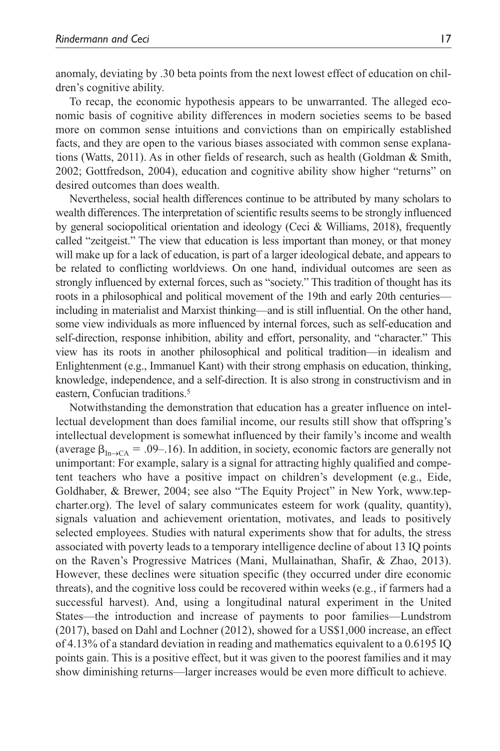anomaly, deviating by .30 beta points from the next lowest effect of education on children's cognitive ability.

To recap, the economic hypothesis appears to be unwarranted. The alleged economic basis of cognitive ability differences in modern societies seems to be based more on common sense intuitions and convictions than on empirically established facts, and they are open to the various biases associated with common sense explanations (Watts, 2011). As in other fields of research, such as health (Goldman & Smith, 2002; Gottfredson, 2004), education and cognitive ability show higher "returns" on desired outcomes than does wealth.

Nevertheless, social health differences continue to be attributed by many scholars to wealth differences. The interpretation of scientific results seems to be strongly influenced by general sociopolitical orientation and ideology (Ceci & Williams, 2018), frequently called "zeitgeist." The view that education is less important than money, or that money will make up for a lack of education, is part of a larger ideological debate, and appears to be related to conflicting worldviews. On one hand, individual outcomes are seen as strongly influenced by external forces, such as "society." This tradition of thought has its roots in a philosophical and political movement of the 19th and early 20th centuries—including in materialist and Marxist thinking—and is still influential. On the other hand, some view individuals as more influenced by internal forces, such as self-education and self-direction, response inhibition, ability and effort, personality, and "character." This view has its roots in another philosophical and political tradition—in idealism and Enlightenment (e.g., Immanuel Kant) with their strong emphasis on education, thinking, knowledge, independence, and a self-direction. It is also strong in constructivism and in eastern, Confucian traditions.[5]

Notwithstanding the demonstration that education has a greater influence on intellectual development than does familial income, our results still show that offspring's intellectual development is somewhat influenced by their family's income and wealth (average $\beta_{In \rightarrow CA}$ = .09–.16). In addition, in society, economic factors are generally not unimportant: For example, salary is a signal for attracting highly qualified and competent teachers who have a positive impact on children's development (e.g., Eide, Goldhaber, & Brewer, 2004; see also "The Equity Project" in New York, www.tepcharter.org). The level of salary communicates esteem for work (quality, quantity), signals valuation and achievement orientation, motivates, and leads to positively selected employees. Studies with natural experiments show that for adults, the stress associated with poverty leads to a temporary intelligence decline of about 13 IQ points on the Raven's Progressive Matrices (Mani, Mullainathan, Shafir, & Zhao, 2013). However, these declines were situation specific (they occurred under dire economic threats), and the cognitive loss could be recovered within weeks (e.g., if farmers had a successful harvest). And, using a longitudinal natural experiment in the United States—the introduction and increase of payments to poor families—Lundstrom (2017), based on Dahl and Lochner (2012), showed for a US$1,000 increase, an effect of 4.13% of a standard deviation in reading and mathematics equivalent to a 0.6195 IQ points gain. This is a positive effect, but it was given to the poorest families and it may show diminishing returns—larger increases would be even more difficult to achieve.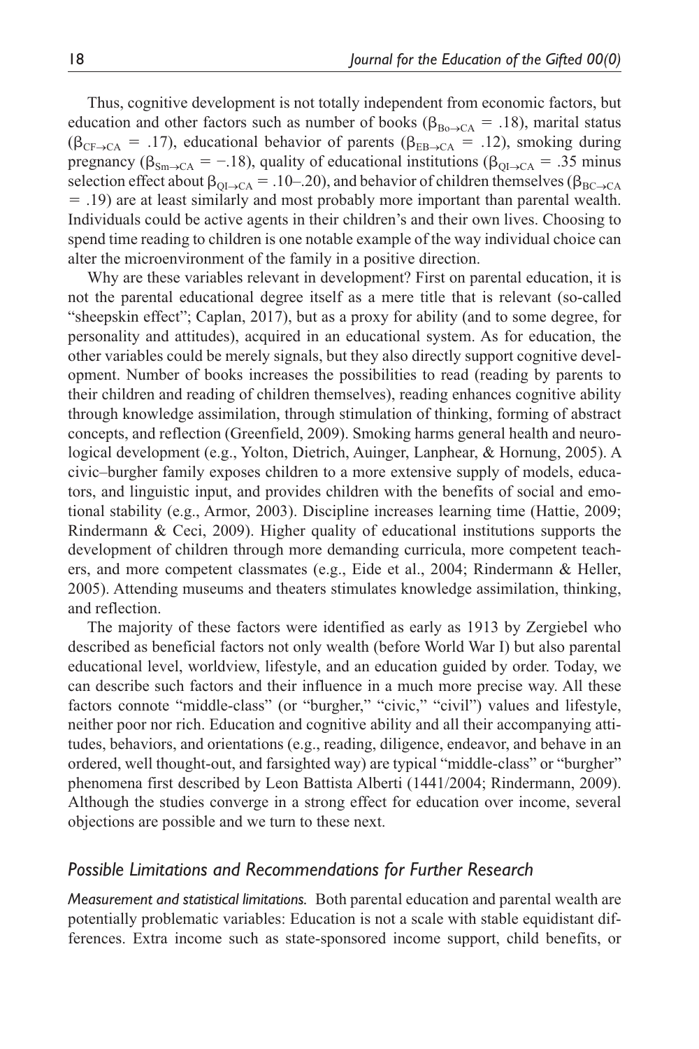Thus, cognitive development is not totally independent from economic factors, but education and other factors such as number of books ($\beta_{Bo \rightarrow CA} = .18$), marital status ($\beta_{CF \rightarrow CA} = .17$), educational behavior of parents ($\beta_{EB \rightarrow CA} = .12$), smoking during pregnancy ($\beta_{Sm \rightarrow CA} = -.18$), quality of educational institutions ($\beta_{QI \rightarrow CA} = .35$ minus selection effect about $\beta_{QI \rightarrow CA} = .10$–$.20$), and behavior of children themselves ($\beta_{BC \rightarrow CA} = .19$) are at least similarly and most probably more important than parental wealth. Individuals could be active agents in their children's and their own lives. Choosing to spend time reading to children is one notable example of the way individual choice can alter the microenvironment of the family in a positive direction.

Why are these variables relevant in development? First on parental education, it is not the parental educational degree itself as a mere title that is relevant (so-called "sheepskin effect"; Caplan, 2017), but as a proxy for ability (and to some degree, for personality and attitudes), acquired in an educational system. As for education, the other variables could be merely signals, but they also directly support cognitive development. Number of books increases the possibilities to read (reading by parents to their children and reading of children themselves), reading enhances cognitive ability through knowledge assimilation, through stimulation of thinking, forming of abstract concepts, and reflection (Greenfield, 2009). Smoking harms general health and neurological development (e.g., Yolton, Dietrich, Auinger, Lanphear, & Hornung, 2005). A civic–burgher family exposes children to a more extensive supply of models, educators, and linguistic input, and provides children with the benefits of social and emotional stability (e.g., Armor, 2003). Discipline increases learning time (Hattie, 2009; Rindermann & Ceci, 2009). Higher quality of educational institutions supports the development of children through more demanding curricula, more competent teachers, and more competent classmates (e.g., Eide et al., 2004; Rindermann & Heller, 2005). Attending museums and theaters stimulates knowledge assimilation, thinking, and reflection.

The majority of these factors were identified as early as 1913 by Zergiebel who described as beneficial factors not only wealth (before World War I) but also parental educational level, worldview, lifestyle, and an education guided by order. Today, we can describe such factors and their influence in a much more precise way. All these factors connote "middle-class" (or "burgher," "civic," "civil") values and lifestyle, neither poor nor rich. Education and cognitive ability and all their accompanying attitudes, behaviors, and orientations (e.g., reading, diligence, endeavor, and behave in an ordered, well thought-out, and farsighted way) are typical "middle-class" or "burgher" phenomena first described by Leon Battista Alberti (1441/2004; Rindermann, 2009). Although the studies converge in a strong effect for education over income, several objections are possible and we turn to these next.

## *Possible Limitations and Recommendations for Further Research*

*Measurement and statistical limitations.* Both parental education and parental wealth are potentially problematic variables: Education is not a scale with stable equidistant differences. Extra income such as state-sponsored income support, child benefits, or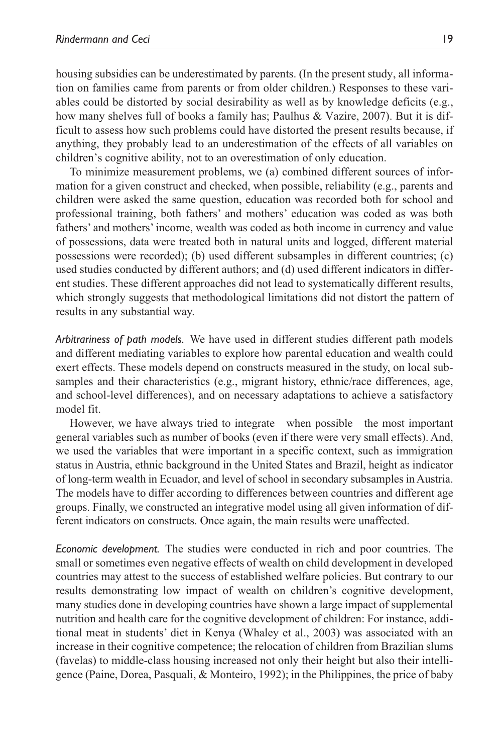housing subsidies can be underestimated by parents. (In the present study, all information on families came from parents or from older children.) Responses to these variables could be distorted by social desirability as well as by knowledge deficits (e.g., how many shelves full of books a family has; Paulhus & Vazire, 2007). But it is difficult to assess how such problems could have distorted the present results because, if anything, they probably lead to an underestimation of the effects of all variables on children's cognitive ability, not to an overestimation of only education.

To minimize measurement problems, we (a) combined different sources of information for a given construct and checked, when possible, reliability (e.g., parents and children were asked the same question, education was recorded both for school and professional training, both fathers' and mothers' education was coded as was both fathers' and mothers' income, wealth was coded as both income in currency and value of possessions, data were treated both in natural units and logged, different material possessions were recorded); (b) used different subsamples in different countries; (c) used studies conducted by different authors; and (d) used different indicators in different studies. These different approaches did not lead to systematically different results, which strongly suggests that methodological limitations did not distort the pattern of results in any substantial way.

*Arbitrariness of path models.* We have used in different studies different path models and different mediating variables to explore how parental education and wealth could exert effects. These models depend on constructs measured in the study, on local subsamples and their characteristics (e.g., migrant history, ethnic/race differences, age, and school-level differences), and on necessary adaptations to achieve a satisfactory model fit.

However, we have always tried to integrate—when possible—the most important general variables such as number of books (even if there were very small effects). And, we used the variables that were important in a specific context, such as immigration status in Austria, ethnic background in the United States and Brazil, height as indicator of long-term wealth in Ecuador, and level of school in secondary subsamples in Austria. The models have to differ according to differences between countries and different age groups. Finally, we constructed an integrative model using all given information of different indicators on constructs. Once again, the main results were unaffected.

*Economic development.* The studies were conducted in rich and poor countries. The small or sometimes even negative effects of wealth on child development in developed countries may attest to the success of established welfare policies. But contrary to our results demonstrating low impact of wealth on children's cognitive development, many studies done in developing countries have shown a large impact of supplemental nutrition and health care for the cognitive development of children: For instance, additional meat in students' diet in Kenya (Whaley et al., 2003) was associated with an increase in their cognitive competence; the relocation of children from Brazilian slums (favelas) to middle-class housing increased not only their height but also their intelligence (Paine, Dorea, Pasquali, & Monteiro, 1992); in the Philippines, the price of baby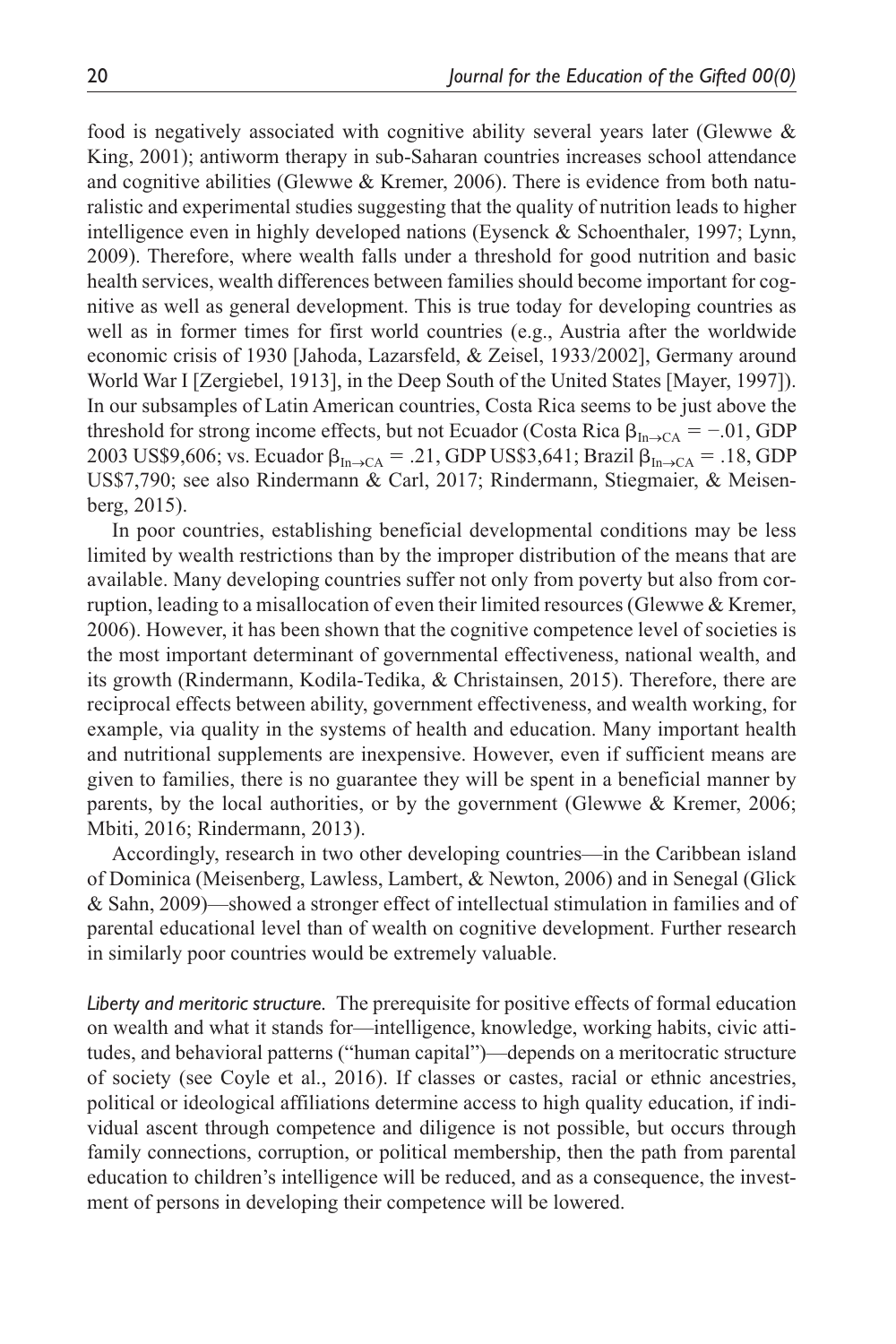food is negatively associated with cognitive ability several years later (Glewwe & King, 2001); antiworm therapy in sub-Saharan countries increases school attendance and cognitive abilities (Glewwe & Kremer, 2006). There is evidence from both naturalistic and experimental studies suggesting that the quality of nutrition leads to higher intelligence even in highly developed nations (Eysenck & Schoenthaler, 1997; Lynn, 2009). Therefore, where wealth falls under a threshold for good nutrition and basic health services, wealth differences between families should become important for cognitive as well as general development. This is true today for developing countries as well as in former times for first world countries (e.g., Austria after the worldwide economic crisis of 1930 [Jahoda, Lazarsfeld, & Zeisel, 1933/2002], Germany around World War I [Zergiebel, 1913], in the Deep South of the United States [Mayer, 1997]). In our subsamples of Latin American countries, Costa Rica seems to be just above the threshold for strong income effects, but not Ecuador (Costa Rica $\beta_{\text{In}\rightarrow\text{CA}} = -.01$, GDP 2003 US$9,606; vs. Ecuador $\beta_{\text{In}\rightarrow\text{CA}} = .21$, GDP US$3,641; Brazil $\beta_{\text{In}\rightarrow\text{CA}} = .18$, GDP US$7,790; see also Rindermann & Carl, 2017; Rindermann, Stiegmaier, & Meisenberg, 2015).

In poor countries, establishing beneficial developmental conditions may be less limited by wealth restrictions than by the improper distribution of the means that are available. Many developing countries suffer not only from poverty but also from corruption, leading to a misallocation of even their limited resources (Glewwe & Kremer, 2006). However, it has been shown that the cognitive competence level of societies is the most important determinant of governmental effectiveness, national wealth, and its growth (Rindermann, Kodila-Tedika, & Christainsen, 2015). Therefore, there are reciprocal effects between ability, government effectiveness, and wealth working, for example, via quality in the systems of health and education. Many important health and nutritional supplements are inexpensive. However, even if sufficient means are given to families, there is no guarantee they will be spent in a beneficial manner by parents, by the local authorities, or by the government (Glewwe & Kremer, 2006; Mbiti, 2016; Rindermann, 2013).

Accordingly, research in two other developing countries—in the Caribbean island of Dominica (Meisenberg, Lawless, Lambert, & Newton, 2006) and in Senegal (Glick & Sahn, 2009)—showed a stronger effect of intellectual stimulation in families and of parental educational level than of wealth on cognitive development. Further research in similarly poor countries would be extremely valuable.

*Liberty and meritoric structure.* The prerequisite for positive effects of formal education on wealth and what it stands for—intelligence, knowledge, working habits, civic attitudes, and behavioral patterns ("human capital")—depends on a meritocratic structure of society (see Coyle et al., 2016). If classes or castes, racial or ethnic ancestries, political or ideological affiliations determine access to high quality education, if individual ascent through competence and diligence is not possible, but occurs through family connections, corruption, or political membership, then the path from parental education to children's intelligence will be reduced, and as a consequence, the investment of persons in developing their competence will be lowered.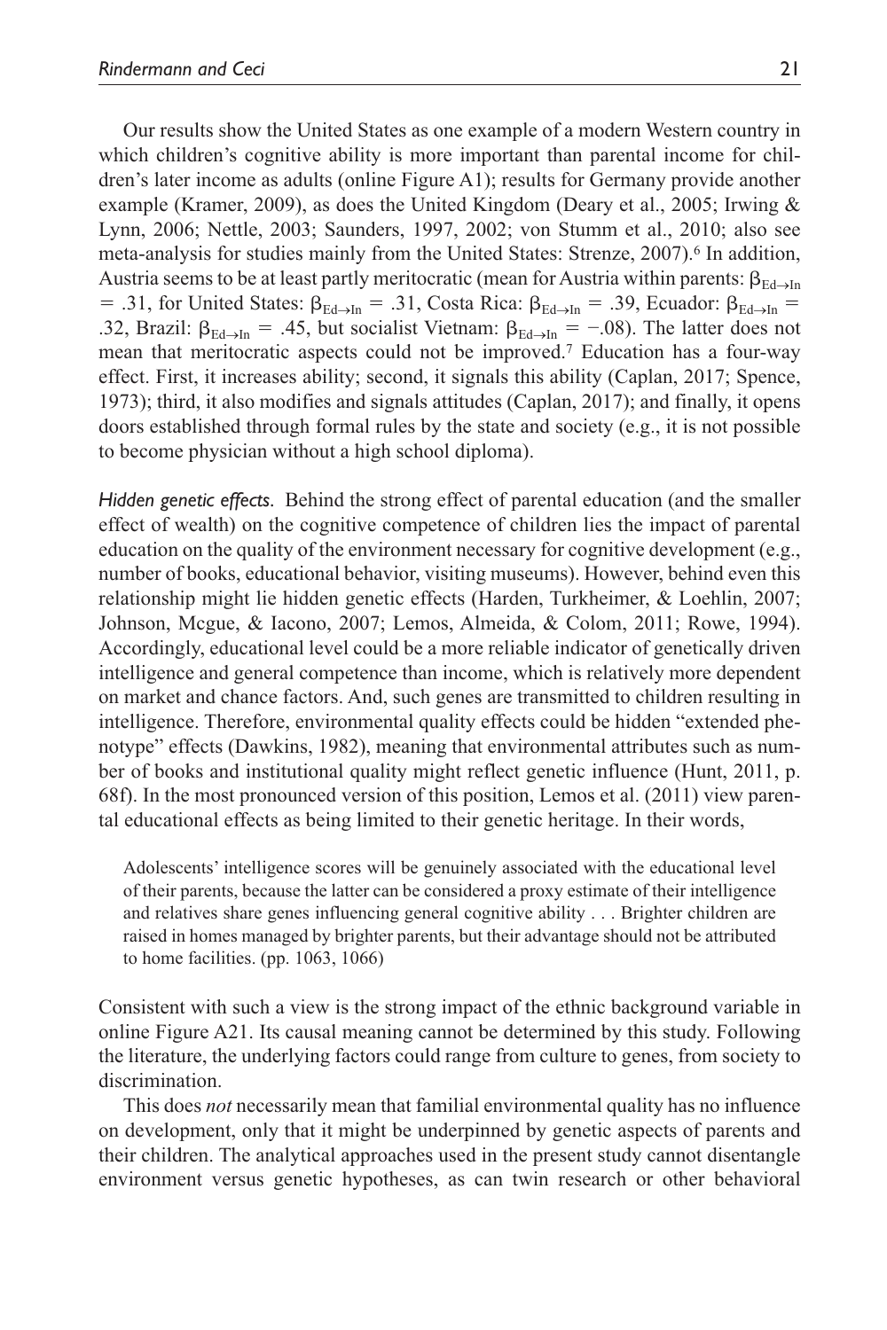Our results show the United States as one example of a modern Western country in which children's cognitive ability is more important than parental income for children's later income as adults (online Figure A1); results for Germany provide another example (Kramer, 2009), as does the United Kingdom (Deary et al., 2005; Irwing & Lynn, 2006; Nettle, 2003; Saunders, 1997, 2002; von Stumm et al., 2010; also see meta-analysis for studies mainly from the United States: Strenze, 2007).[6] In addition, Austria seems to be at least partly meritocratic (mean for Austria within parents: $\beta_{Ed \rightarrow In} = .31$, for United States: $\beta_{Ed \rightarrow In} = .31$, Costa Rica: $\beta_{Ed \rightarrow In} = .39$, Ecuador: $\beta_{Ed \rightarrow In} = .32$, Brazil: $\beta_{Ed \rightarrow In} = .45$, but socialist Vietnam: $\beta_{Ed \rightarrow In} = -.08$). The latter does not mean that meritocratic aspects could not be improved.[7] Education has a four-way effect. First, it increases ability; second, it signals this ability (Caplan, 2017; Spence, 1973); third, it also modifies and signals attitudes (Caplan, 2017); and finally, it opens doors established through formal rules by the state and society (e.g., it is not possible to become physician without a high school diploma).

*Hidden genetic effects.* Behind the strong effect of parental education (and the smaller effect of wealth) on the cognitive competence of children lies the impact of parental education on the quality of the environment necessary for cognitive development (e.g., number of books, educational behavior, visiting museums). However, behind even this relationship might lie hidden genetic effects (Harden, Turkheimer, & Loehlin, 2007; Johnson, Mcgue, & Iacono, 2007; Lemos, Almeida, & Colom, 2011; Rowe, 1994). Accordingly, educational level could be a more reliable indicator of genetically driven intelligence and general competence than income, which is relatively more dependent on market and chance factors. And, such genes are transmitted to children resulting in intelligence. Therefore, environmental quality effects could be hidden "extended phenotype" effects (Dawkins, 1982), meaning that environmental attributes such as number of books and institutional quality might reflect genetic influence (Hunt, 2011, p. 68f). In the most pronounced version of this position, Lemos et al. (2011) view parental educational effects as being limited to their genetic heritage. In their words,

> Adolescents' intelligence scores will be genuinely associated with the educational level of their parents, because the latter can be considered a proxy estimate of their intelligence and relatives share genes influencing general cognitive ability . . . Brighter children are raised in homes managed by brighter parents, but their advantage should not be attributed to home facilities. (pp. 1063, 1066)

Consistent with such a view is the strong impact of the ethnic background variable in online Figure A21. Its causal meaning cannot be determined by this study. Following the literature, the underlying factors could range from culture to genes, from society to discrimination.

This does *not* necessarily mean that familial environmental quality has no influence on development, only that it might be underpinned by genetic aspects of parents and their children. The analytical approaches used in the present study cannot disentangle environment versus genetic hypotheses, as can twin research or other behavioral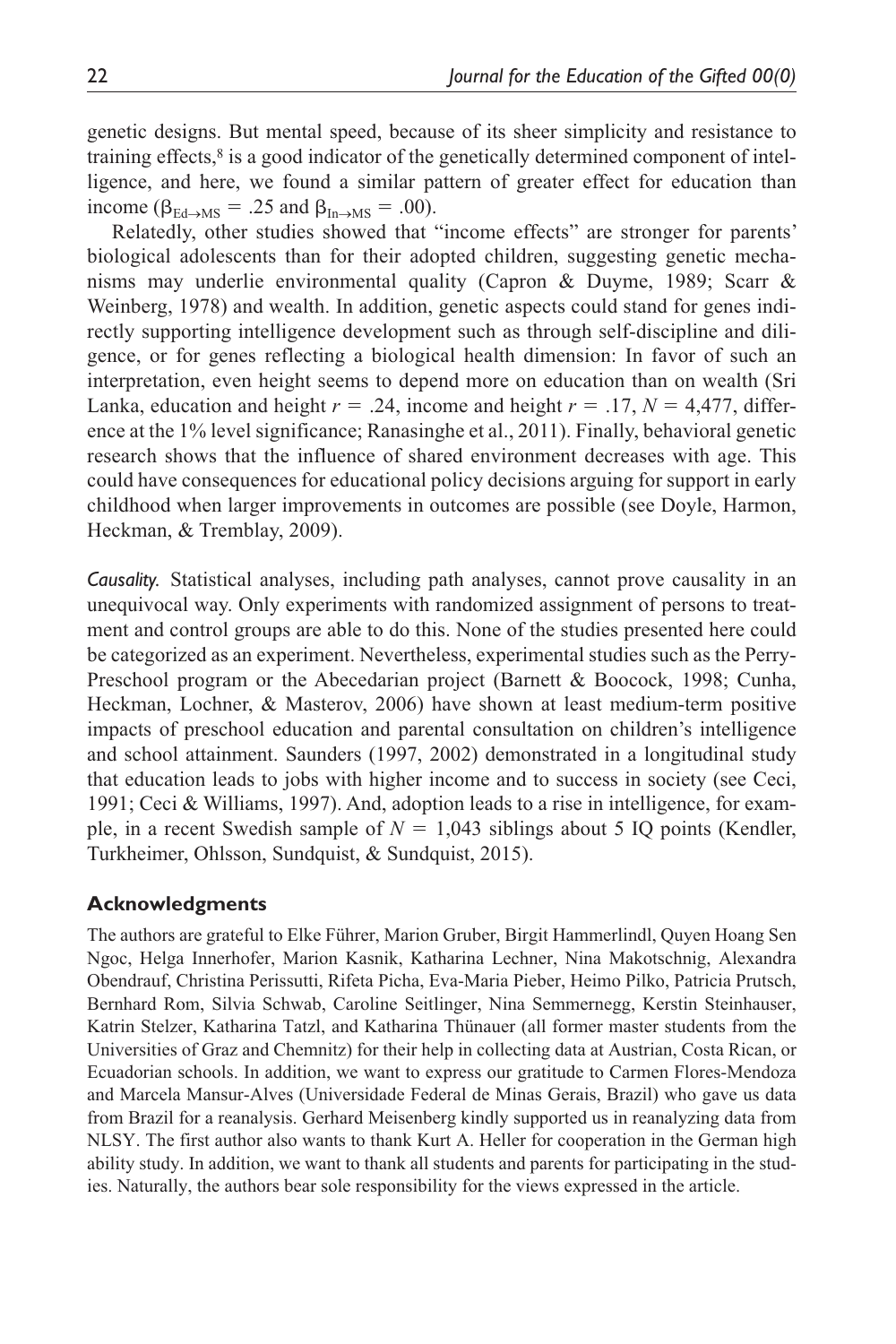genetic designs. But mental speed, because of its sheer simplicity and resistance to training effects,[8] is a good indicator of the genetically determined component of intelligence, and here, we found a similar pattern of greater effect for education than income ($\beta_{Ed \rightarrow MS} = .25$ and $\beta_{In \rightarrow MS} = .00$).

Relatedly, other studies showed that "income effects" are stronger for parents' biological adolescents than for their adopted children, suggesting genetic mechanisms may underlie environmental quality (Capron & Duyme, 1989; Scarr & Weinberg, 1978) and wealth. In addition, genetic aspects could stand for genes indirectly supporting intelligence development such as through self-discipline and diligence, or for genes reflecting a biological health dimension: In favor of such an interpretation, even height seems to depend more on education than on wealth (Sri Lanka, education and height $r = .24$, income and height $r = .17$, $N = 4{,}477$, difference at the 1% level significance; Ranasinghe et al., 2011). Finally, behavioral genetic research shows that the influence of shared environment decreases with age. This could have consequences for educational policy decisions arguing for support in early childhood when larger improvements in outcomes are possible (see Doyle, Harmon, Heckman, & Tremblay, 2009).

*Causality.* Statistical analyses, including path analyses, cannot prove causality in an unequivocal way. Only experiments with randomized assignment of persons to treatment and control groups are able to do this. None of the studies presented here could be categorized as an experiment. Nevertheless, experimental studies such as the Perry-Preschool program or the Abecedarian project (Barnett & Boocock, 1998; Cunha, Heckman, Lochner, & Masterov, 2006) have shown at least medium-term positive impacts of preschool education and parental consultation on children's intelligence and school attainment. Saunders (1997, 2002) demonstrated in a longitudinal study that education leads to jobs with higher income and to success in society (see Ceci, 1991; Ceci & Williams, 1997). And, adoption leads to a rise in intelligence, for example, in a recent Swedish sample of $N = 1{,}043$ siblings about 5 IQ points (Kendler, Turkheimer, Ohlsson, Sundquist, & Sundquist, 2015).

## Acknowledgments

The authors are grateful to Elke Führer, Marion Gruber, Birgit Hammerlindl, Quyen Hoang Sen Ngoc, Helga Innerhofer, Marion Kasnik, Katharina Lechner, Nina Makotschnig, Alexandra Obendrauf, Christina Perissutti, Rifeta Picha, Eva-Maria Pieber, Heimo Pilko, Patricia Prutsch, Bernhard Rom, Silvia Schwab, Caroline Seitlinger, Nina Semmernegg, Kerstin Steinhauser, Katrin Stelzer, Katharina Tatzl, and Katharina Thünauer (all former master students from the Universities of Graz and Chemnitz) for their help in collecting data at Austrian, Costa Rican, or Ecuadorian schools. In addition, we want to express our gratitude to Carmen Flores-Mendoza and Marcela Mansur-Alves (Universidade Federal de Minas Gerais, Brazil) who gave us data from Brazil for a reanalysis. Gerhard Meisenberg kindly supported us in reanalyzing data from NLSY. The first author also wants to thank Kurt A. Heller for cooperation in the German high ability study. In addition, we want to thank all students and parents for participating in the studies. Naturally, the authors bear sole responsibility for the views expressed in the article.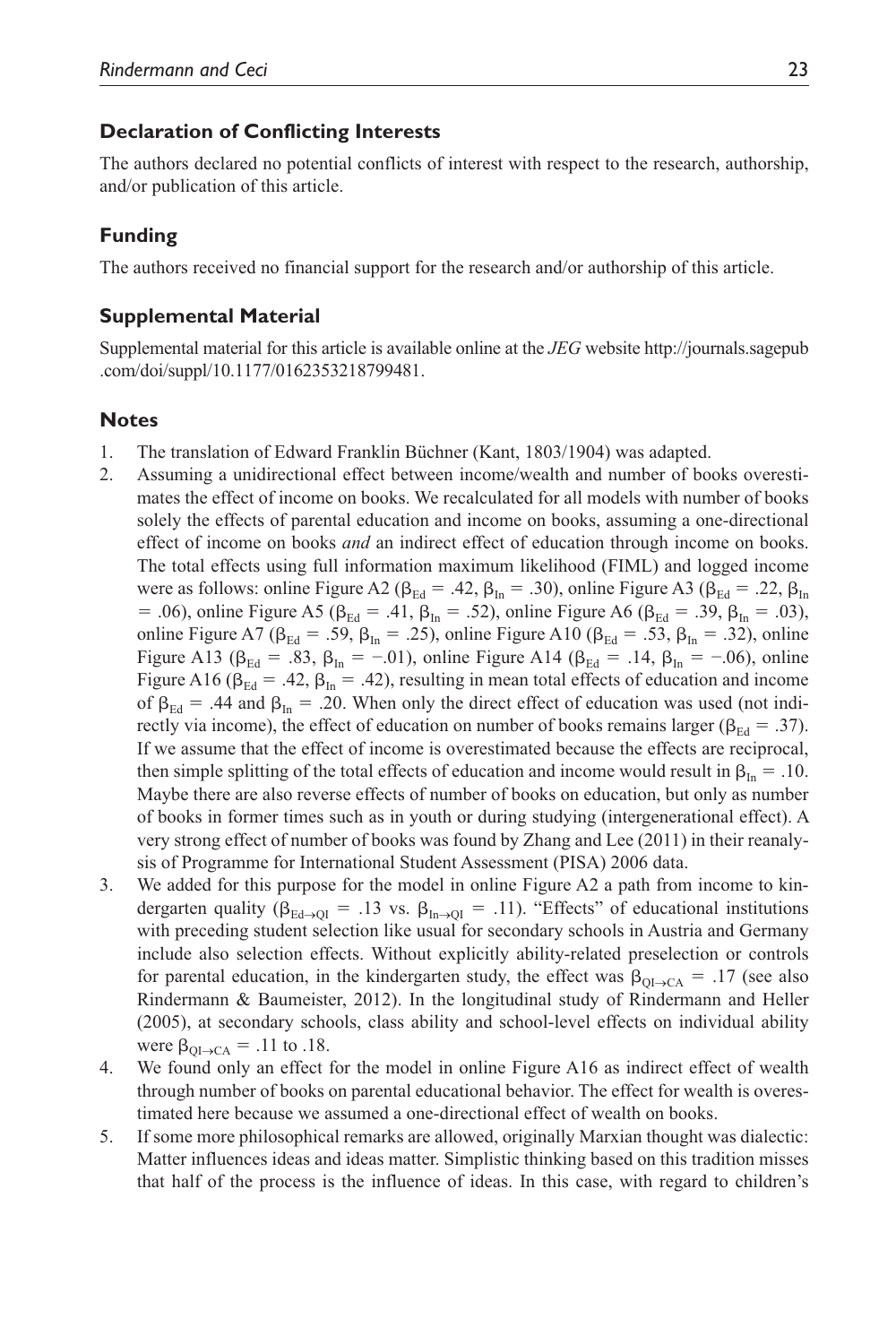### Declaration of Conflicting Interests

The authors declared no potential conflicts of interest with respect to the research, authorship, and/or publication of this article.

### Funding

The authors received no financial support for the research and/or authorship of this article.

### Supplemental Material

Supplemental material for this article is available online at the *JEG* website http://journals.sagepub.com/doi/suppl/10.1177/0162353218799481.

### Notes

1. The translation of Edward Franklin Büchner (Kant, 1803/1904) was adapted.
2. Assuming a unidirectional effect between income/wealth and number of books overestimates the effect of income on books. We recalculated for all models with number of books solely the effects of parental education and income on books, assuming a one-directional effect of income on books *and* an indirect effect of education through income on books. The total effects using full information maximum likelihood (FIML) and logged income were as follows: online Figure A2 ($\beta_{Ed} = .42$, $\beta_{In} = .30$), online Figure A3 ($\beta_{Ed} = .22$, $\beta_{In} = .06$), online Figure A5 ($\beta_{Ed} = .41$, $\beta_{In} = .52$), online Figure A6 ($\beta_{Ed} = .39$, $\beta_{In} = .03$), online Figure A7 ($\beta_{Ed} = .59$, $\beta_{In} = .25$), online Figure A10 ($\beta_{Ed} = .53$, $\beta_{In} = .32$), online Figure A13 ($\beta_{Ed} = .83$, $\beta_{In} = -.01$), online Figure A14 ($\beta_{Ed} = .14$, $\beta_{In} = -.06$), online Figure A16 ($\beta_{Ed} = .42$, $\beta_{In} = .42$), resulting in mean total effects of education and income of $\beta_{Ed} = .44$ and $\beta_{In} = .20$. When only the direct effect of education was used (not indirectly via income), the effect of education on number of books remains larger ($\beta_{Ed} = .37$). If we assume that the effect of income is overestimated because the effects are reciprocal, then simple splitting of the total effects of education and income would result in $\beta_{In} = .10$. Maybe there are also reverse effects of number of books on education, but only as number of books in former times such as in youth or during studying (intergenerational effect). A very strong effect of number of books was found by Zhang and Lee (2011) in their reanalysis of Programme for International Student Assessment (PISA) 2006 data.
3. We added for this purpose for the model in online Figure A2 a path from income to kindergarten quality ($\beta_{Ed \rightarrow QI} = .13$ vs. $\beta_{In \rightarrow QI} = .11$). "Effects" of educational institutions with preceding student selection like usual for secondary schools in Austria and Germany include also selection effects. Without explicitly ability-related preselection or controls for parental education, in the kindergarten study, the effect was $\beta_{QI \rightarrow CA} = .17$ (see also Rindermann & Baumeister, 2012). In the longitudinal study of Rindermann and Heller (2005), at secondary schools, class ability and school-level effects on individual ability were $\beta_{QI \rightarrow CA} = .11$ to .18.
4. We found only an effect for the model in online Figure A16 as indirect effect of wealth through number of books on parental educational behavior. The effect for wealth is overestimated here because we assumed a one-directional effect of wealth on books.
5. If some more philosophical remarks are allowed, originally Marxian thought was dialectic: Matter influences ideas and ideas matter. Simplistic thinking based on this tradition misses that half of the process is the influence of ideas. In this case, with regard to children's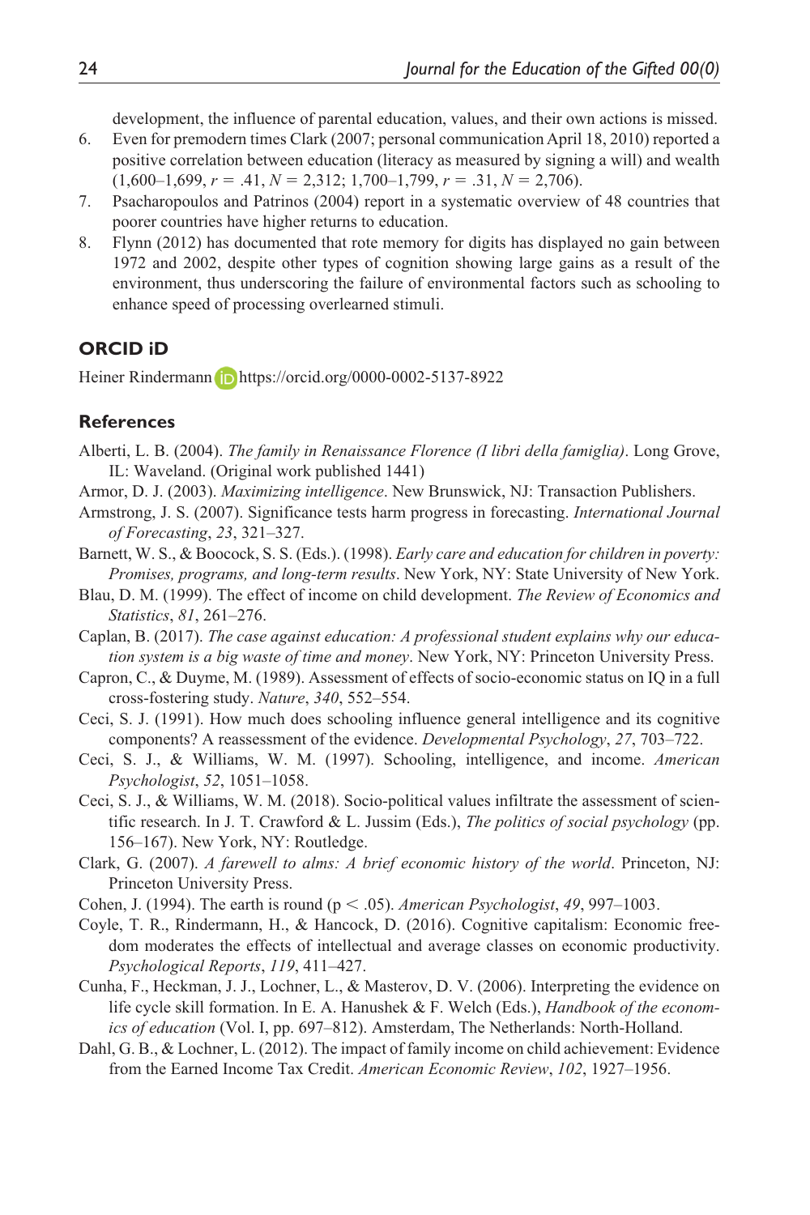development, the influence of parental education, values, and their own actions is missed.

6. Even for premodern times Clark (2007; personal communication April 18, 2010) reported a positive correlation between education (literacy as measured by signing a will) and wealth (1,600–1,699, $r = .41$, $N = 2{,}312$; 1,700–1,799, $r = .31$, $N = 2{,}706$).
7. Psacharopoulos and Patrinos (2004) report in a systematic overview of 48 countries that poorer countries have higher returns to education.
8. Flynn (2012) has documented that rote memory for digits has displayed no gain between 1972 and 2002, despite other types of cognition showing large gains as a result of the environment, thus underscoring the failure of environmental factors such as schooling to enhance speed of processing overlearned stimuli.

## ORCID iD

Heiner Rindermann https://orcid.org/0000-0002-5137-8922

## References

Alberti, L. B. (2004). *The family in Renaissance Florence (I libri della famiglia)*. Long Grove, IL: Waveland. (Original work published 1441)

Armor, D. J. (2003). *Maximizing intelligence*. New Brunswick, NJ: Transaction Publishers.

Armstrong, J. S. (2007). Significance tests harm progress in forecasting. *International Journal of Forecasting*, *23*, 321–327.

Barnett, W. S., & Boocock, S. S. (Eds.). (1998). *Early care and education for children in poverty: Promises, programs, and long-term results*. New York, NY: State University of New York.

Blau, D. M. (1999). The effect of income on child development. *The Review of Economics and Statistics*, *81*, 261–276.

Caplan, B. (2017). *The case against education: A professional student explains why our education system is a big waste of time and money*. New York, NY: Princeton University Press.

Capron, C., & Duyme, M. (1989). Assessment of effects of socio-economic status on IQ in a full cross-fostering study. *Nature*, *340*, 552–554.

Ceci, S. J. (1991). How much does schooling influence general intelligence and its cognitive components? A reassessment of the evidence. *Developmental Psychology*, *27*, 703–722.

Ceci, S. J., & Williams, W. M. (1997). Schooling, intelligence, and income. *American Psychologist*, *52*, 1051–1058.

Ceci, S. J., & Williams, W. M. (2018). Socio-political values infiltrate the assessment of scientific research. In J. T. Crawford & L. Jussim (Eds.), *The politics of social psychology* (pp. 156–167). New York, NY: Routledge.

Clark, G. (2007). *A farewell to alms: A brief economic history of the world*. Princeton, NJ: Princeton University Press.

Cohen, J. (1994). The earth is round ($p < .05$). *American Psychologist*, *49*, 997–1003.

Coyle, T. R., Rindermann, H., & Hancock, D. (2016). Cognitive capitalism: Economic freedom moderates the effects of intellectual and average classes on economic productivity. *Psychological Reports*, *119*, 411–427.

Cunha, F., Heckman, J. J., Lochner, L., & Masterov, D. V. (2006). Interpreting the evidence on life cycle skill formation. In E. A. Hanushek & F. Welch (Eds.), *Handbook of the economics of education* (Vol. I, pp. 697–812). Amsterdam, The Netherlands: North-Holland.

Dahl, G. B., & Lochner, L. (2012). The impact of family income on child achievement: Evidence from the Earned Income Tax Credit. *American Economic Review*, *102*, 1927–1956.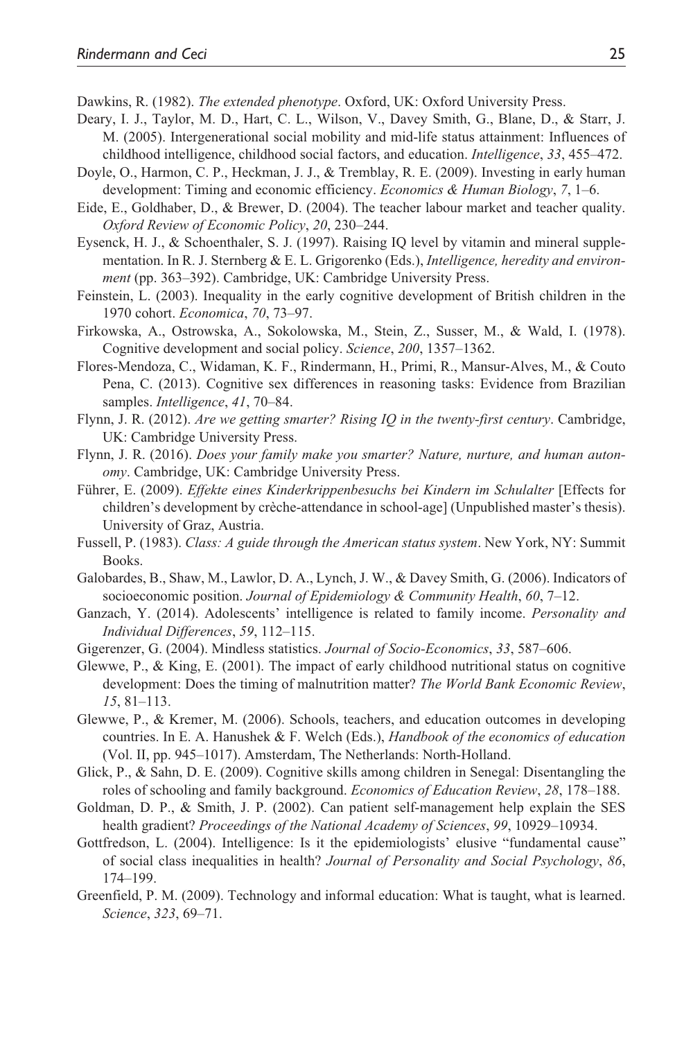Dawkins, R. (1982). *The extended phenotype*. Oxford, UK: Oxford University Press.

Deary, I. J., Taylor, M. D., Hart, C. L., Wilson, V., Davey Smith, G., Blane, D., & Starr, J. M. (2005). Intergenerational social mobility and mid-life status attainment: Influences of childhood intelligence, childhood social factors, and education. *Intelligence*, *33*, 455–472.

Doyle, O., Harmon, C. P., Heckman, J. J., & Tremblay, R. E. (2009). Investing in early human development: Timing and economic efficiency. *Economics & Human Biology*, *7*, 1–6.

Eide, E., Goldhaber, D., & Brewer, D. (2004). The teacher labour market and teacher quality. *Oxford Review of Economic Policy*, *20*, 230–244.

Eysenck, H. J., & Schoenthaler, S. J. (1997). Raising IQ level by vitamin and mineral supplementation. In R. J. Sternberg & E. L. Grigorenko (Eds.), *Intelligence, heredity and environment* (pp. 363–392). Cambridge, UK: Cambridge University Press.

Feinstein, L. (2003). Inequality in the early cognitive development of British children in the 1970 cohort. *Economica*, *70*, 73–97.

Firkowska, A., Ostrowska, A., Sokolowska, M., Stein, Z., Susser, M., & Wald, I. (1978). Cognitive development and social policy. *Science*, *200*, 1357–1362.

Flores-Mendoza, C., Widaman, K. F., Rindermann, H., Primi, R., Mansur-Alves, M., & Couto Pena, C. (2013). Cognitive sex differences in reasoning tasks: Evidence from Brazilian samples. *Intelligence*, *41*, 70–84.

Flynn, J. R. (2012). *Are we getting smarter? Rising IQ in the twenty-first century*. Cambridge, UK: Cambridge University Press.

Flynn, J. R. (2016). *Does your family make you smarter? Nature, nurture, and human autonomy*. Cambridge, UK: Cambridge University Press.

Führer, E. (2009). *Effekte eines Kinderkrippenbesuchs bei Kindern im Schulalter* [Effects for children's development by crèche-attendance in school-age] (Unpublished master's thesis). University of Graz, Austria.

Fussell, P. (1983). *Class: A guide through the American status system*. New York, NY: Summit Books.

Galobardes, B., Shaw, M., Lawlor, D. A., Lynch, J. W., & Davey Smith, G. (2006). Indicators of socioeconomic position. *Journal of Epidemiology & Community Health*, *60*, 7–12.

Ganzach, Y. (2014). Adolescents' intelligence is related to family income. *Personality and Individual Differences*, *59*, 112–115.

Gigerenzer, G. (2004). Mindless statistics. *Journal of Socio-Economics*, *33*, 587–606.

Glewwe, P., & King, E. (2001). The impact of early childhood nutritional status on cognitive development: Does the timing of malnutrition matter? *The World Bank Economic Review*, *15*, 81–113.

Glewwe, P., & Kremer, M. (2006). Schools, teachers, and education outcomes in developing countries. In E. A. Hanushek & F. Welch (Eds.), *Handbook of the economics of education* (Vol. II, pp. 945–1017). Amsterdam, The Netherlands: North-Holland.

Glick, P., & Sahn, D. E. (2009). Cognitive skills among children in Senegal: Disentangling the roles of schooling and family background. *Economics of Education Review*, *28*, 178–188.

Goldman, D. P., & Smith, J. P. (2002). Can patient self-management help explain the SES health gradient? *Proceedings of the National Academy of Sciences*, *99*, 10929–10934.

Gottfredson, L. (2004). Intelligence: Is it the epidemiologists' elusive "fundamental cause" of social class inequalities in health? *Journal of Personality and Social Psychology*, *86*, 174–199.

Greenfield, P. M. (2009). Technology and informal education: What is taught, what is learned. *Science*, *323*, 69–71.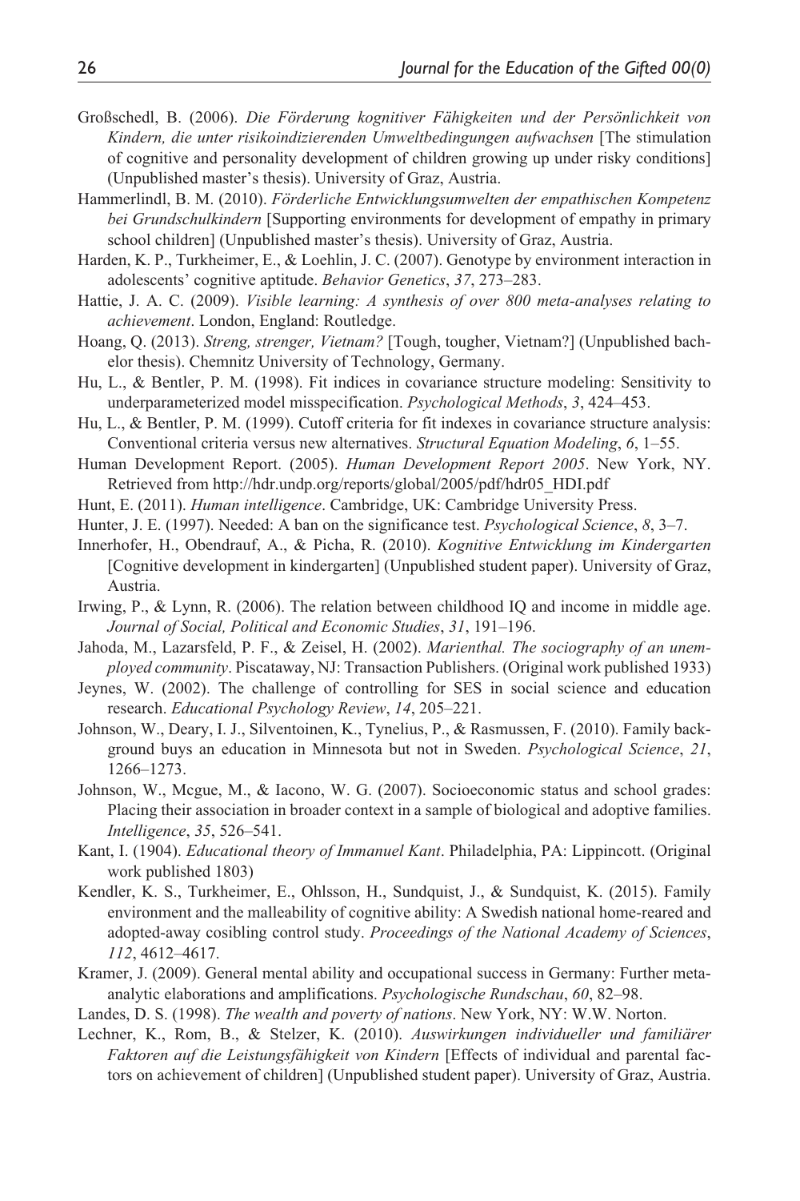Großschedl, B. (2006). *Die Förderung kognitiver Fähigkeiten und der Persönlichkeit von Kindern, die unter risikoindizierenden Umweltbedingungen aufwachsen* [The stimulation of cognitive and personality development of children growing up under risky conditions] (Unpublished master's thesis). University of Graz, Austria.

Hammerlindl, B. M. (2010). *Förderliche Entwicklungsumwelten der empathischen Kompetenz bei Grundschulkindern* [Supporting environments for development of empathy in primary school children] (Unpublished master's thesis). University of Graz, Austria.

Harden, K. P., Turkheimer, E., & Loehlin, J. C. (2007). Genotype by environment interaction in adolescents' cognitive aptitude. *Behavior Genetics*, *37*, 273–283.

Hattie, J. A. C. (2009). *Visible learning: A synthesis of over 800 meta-analyses relating to achievement*. London, England: Routledge.

Hoang, Q. (2013). *Streng, strenger, Vietnam?* [Tough, tougher, Vietnam?] (Unpublished bachelor thesis). Chemnitz University of Technology, Germany.

Hu, L., & Bentler, P. M. (1998). Fit indices in covariance structure modeling: Sensitivity to underparameterized model misspecification. *Psychological Methods*, *3*, 424–453.

Hu, L., & Bentler, P. M. (1999). Cutoff criteria for fit indexes in covariance structure analysis: Conventional criteria versus new alternatives. *Structural Equation Modeling*, *6*, 1–55.

Human Development Report. (2005). *Human Development Report 2005*. New York, NY. Retrieved from http://hdr.undp.org/reports/global/2005/pdf/hdr05_HDI.pdf

Hunt, E. (2011). *Human intelligence*. Cambridge, UK: Cambridge University Press.

Hunter, J. E. (1997). Needed: A ban on the significance test. *Psychological Science*, *8*, 3–7.

Innerhofer, H., Obendrauf, A., & Picha, R. (2010). *Kognitive Entwicklung im Kindergarten* [Cognitive development in kindergarten] (Unpublished student paper). University of Graz, Austria.

Irwing, P., & Lynn, R. (2006). The relation between childhood IQ and income in middle age. *Journal of Social, Political and Economic Studies*, *31*, 191–196.

Jahoda, M., Lazarsfeld, P. F., & Zeisel, H. (2002). *Marienthal. The sociography of an unemployed community*. Piscataway, NJ: Transaction Publishers. (Original work published 1933)

Jeynes, W. (2002). The challenge of controlling for SES in social science and education research. *Educational Psychology Review*, *14*, 205–221.

Johnson, W., Deary, I. J., Silventoinen, K., Tynelius, P., & Rasmussen, F. (2010). Family background buys an education in Minnesota but not in Sweden. *Psychological Science*, *21*, 1266–1273.

Johnson, W., Mcgue, M., & Iacono, W. G. (2007). Socioeconomic status and school grades: Placing their association in broader context in a sample of biological and adoptive families. *Intelligence*, *35*, 526–541.

Kant, I. (1904). *Educational theory of Immanuel Kant*. Philadelphia, PA: Lippincott. (Original work published 1803)

Kendler, K. S., Turkheimer, E., Ohlsson, H., Sundquist, J., & Sundquist, K. (2015). Family environment and the malleability of cognitive ability: A Swedish national home-reared and adopted-away cosibling control study. *Proceedings of the National Academy of Sciences*, *112*, 4612–4617.

Kramer, J. (2009). General mental ability and occupational success in Germany: Further meta-analytic elaborations and amplifications. *Psychologische Rundschau*, *60*, 82–98.

Landes, D. S. (1998). *The wealth and poverty of nations*. New York, NY: W.W. Norton.

Lechner, K., Rom, B., & Stelzer, K. (2010). *Auswirkungen individueller und familiärer Faktoren auf die Leistungsfähigkeit von Kindern* [Effects of individual and parental factors on achievement of children] (Unpublished student paper). University of Graz, Austria.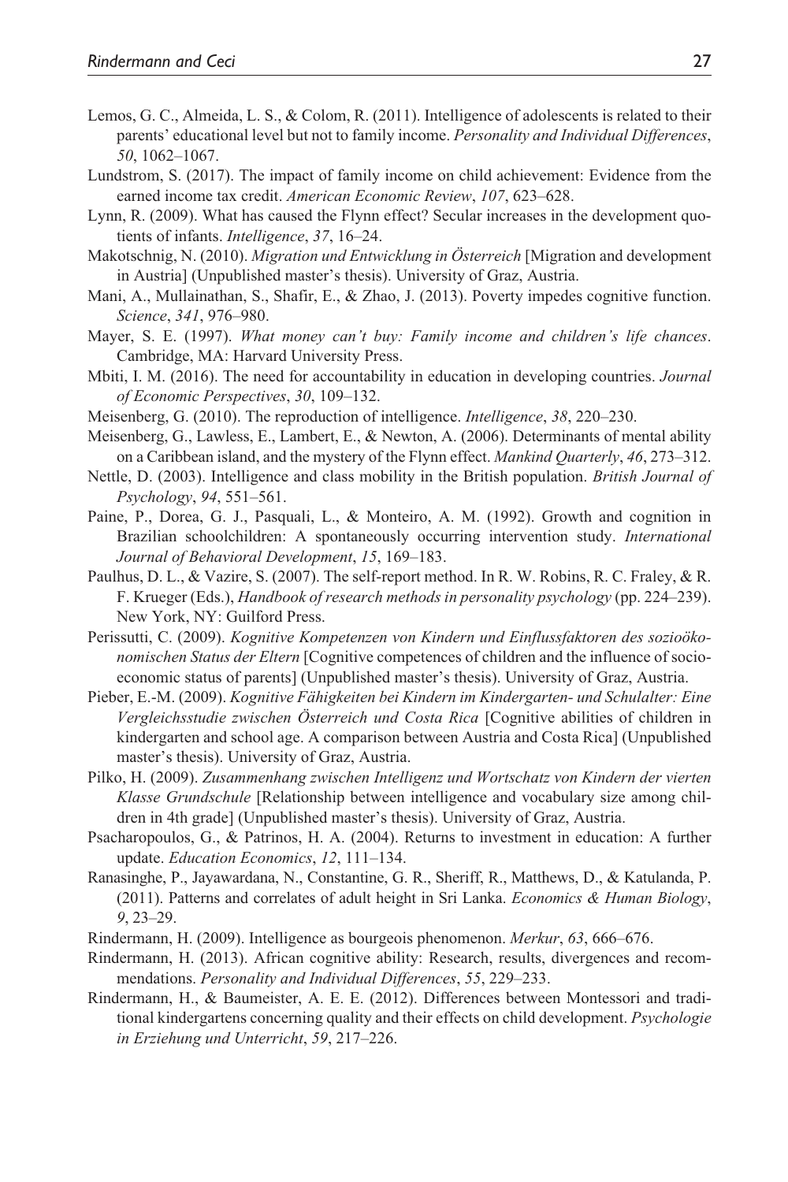Lemos, G. C., Almeida, L. S., & Colom, R. (2011). Intelligence of adolescents is related to their parents' educational level but not to family income. *Personality and Individual Differences*, *50*, 1062–1067.

Lundstrom, S. (2017). The impact of family income on child achievement: Evidence from the earned income tax credit. *American Economic Review*, *107*, 623–628.

Lynn, R. (2009). What has caused the Flynn effect? Secular increases in the development quotients of infants. *Intelligence*, *37*, 16–24.

Makotschnig, N. (2010). *Migration und Entwicklung in Österreich* [Migration and development in Austria] (Unpublished master's thesis). University of Graz, Austria.

Mani, A., Mullainathan, S., Shafir, E., & Zhao, J. (2013). Poverty impedes cognitive function. *Science*, *341*, 976–980.

Mayer, S. E. (1997). *What money can't buy: Family income and children's life chances*. Cambridge, MA: Harvard University Press.

Mbiti, I. M. (2016). The need for accountability in education in developing countries. *Journal of Economic Perspectives*, *30*, 109–132.

Meisenberg, G. (2010). The reproduction of intelligence. *Intelligence*, *38*, 220–230.

Meisenberg, G., Lawless, E., Lambert, E., & Newton, A. (2006). Determinants of mental ability on a Caribbean island, and the mystery of the Flynn effect. *Mankind Quarterly*, *46*, 273–312.

Nettle, D. (2003). Intelligence and class mobility in the British population. *British Journal of Psychology*, *94*, 551–561.

Paine, P., Dorea, G. J., Pasquali, L., & Monteiro, A. M. (1992). Growth and cognition in Brazilian schoolchildren: A spontaneously occurring intervention study. *International Journal of Behavioral Development*, *15*, 169–183.

Paulhus, D. L., & Vazire, S. (2007). The self-report method. In R. W. Robins, R. C. Fraley, & R. F. Krueger (Eds.), *Handbook of research methods in personality psychology* (pp. 224–239). New York, NY: Guilford Press.

Perissutti, C. (2009). *Kognitive Kompetenzen von Kindern und Einflussfaktoren des sozioökonomischen Status der Eltern* [Cognitive competences of children and the influence of socioeconomic status of parents] (Unpublished master's thesis). University of Graz, Austria.

Pieber, E.-M. (2009). *Kognitive Fähigkeiten bei Kindern im Kindergarten- und Schulalter: Eine Vergleichsstudie zwischen Österreich und Costa Rica* [Cognitive abilities of children in kindergarten and school age. A comparison between Austria and Costa Rica] (Unpublished master's thesis). University of Graz, Austria.

Pilko, H. (2009). *Zusammenhang zwischen Intelligenz und Wortschatz von Kindern der vierten Klasse Grundschule* [Relationship between intelligence and vocabulary size among children in 4th grade] (Unpublished master's thesis). University of Graz, Austria.

Psacharopoulos, G., & Patrinos, H. A. (2004). Returns to investment in education: A further update. *Education Economics*, *12*, 111–134.

Ranasinghe, P., Jayawardana, N., Constantine, G. R., Sheriff, R., Matthews, D., & Katulanda, P. (2011). Patterns and correlates of adult height in Sri Lanka. *Economics & Human Biology*, *9*, 23–29.

Rindermann, H. (2009). Intelligence as bourgeois phenomenon. *Merkur*, *63*, 666–676.

Rindermann, H. (2013). African cognitive ability: Research, results, divergences and recommendations. *Personality and Individual Differences*, *55*, 229–233.

Rindermann, H., & Baumeister, A. E. E. (2012). Differences between Montessori and traditional kindergartens concerning quality and their effects on child development. *Psychologie in Erziehung und Unterricht*, *59*, 217–226.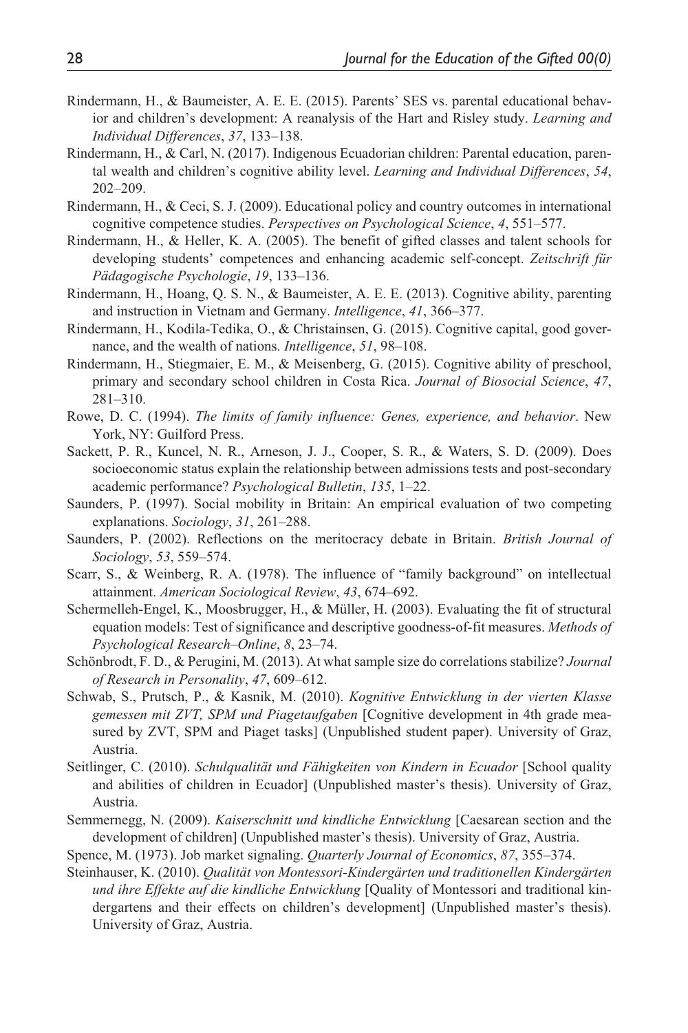Rindermann, H., & Baumeister, A. E. E. (2015). Parents' SES vs. parental educational behavior and children's development: A reanalysis of the Hart and Risley study. *Learning and Individual Differences*, *37*, 133–138.

Rindermann, H., & Carl, N. (2017). Indigenous Ecuadorian children: Parental education, parental wealth and children's cognitive ability level. *Learning and Individual Differences*, *54*, 202–209.

Rindermann, H., & Ceci, S. J. (2009). Educational policy and country outcomes in international cognitive competence studies. *Perspectives on Psychological Science*, *4*, 551–577.

Rindermann, H., & Heller, K. A. (2005). The benefit of gifted classes and talent schools for developing students' competences and enhancing academic self-concept. *Zeitschrift für Pädagogische Psychologie*, *19*, 133–136.

Rindermann, H., Hoang, Q. S. N., & Baumeister, A. E. E. (2013). Cognitive ability, parenting and instruction in Vietnam and Germany. *Intelligence*, *41*, 366–377.

Rindermann, H., Kodila-Tedika, O., & Christainsen, G. (2015). Cognitive capital, good governance, and the wealth of nations. *Intelligence*, *51*, 98–108.

Rindermann, H., Stiegmaier, E. M., & Meisenberg, G. (2015). Cognitive ability of preschool, primary and secondary school children in Costa Rica. *Journal of Biosocial Science*, *47*, 281–310.

Rowe, D. C. (1994). *The limits of family influence: Genes, experience, and behavior*. New York, NY: Guilford Press.

Sackett, P. R., Kuncel, N. R., Arneson, J. J., Cooper, S. R., & Waters, S. D. (2009). Does socioeconomic status explain the relationship between admissions tests and post-secondary academic performance? *Psychological Bulletin*, *135*, 1–22.

Saunders, P. (1997). Social mobility in Britain: An empirical evaluation of two competing explanations. *Sociology*, *31*, 261–288.

Saunders, P. (2002). Reflections on the meritocracy debate in Britain. *British Journal of Sociology*, *53*, 559–574.

Scarr, S., & Weinberg, R. A. (1978). The influence of "family background" on intellectual attainment. *American Sociological Review*, *43*, 674–692.

Schermelleh-Engel, K., Moosbrugger, H., & Müller, H. (2003). Evaluating the fit of structural equation models: Test of significance and descriptive goodness-of-fit measures. *Methods of Psychological Research–Online*, *8*, 23–74.

Schönbrodt, F. D., & Perugini, M. (2013). At what sample size do correlations stabilize? *Journal of Research in Personality*, *47*, 609–612.

Schwab, S., Prutsch, P., & Kasnik, M. (2010). *Kognitive Entwicklung in der vierten Klasse gemessen mit ZVT, SPM und Piagetaufgaben* [Cognitive development in 4th grade measured by ZVT, SPM and Piaget tasks] (Unpublished student paper). University of Graz, Austria.

Seitlinger, C. (2010). *Schulqualität und Fähigkeiten von Kindern in Ecuador* [School quality and abilities of children in Ecuador] (Unpublished master's thesis). University of Graz, Austria.

Semmernegg, N. (2009). *Kaiserschnitt und kindliche Entwicklung* [Caesarean section and the development of children] (Unpublished master's thesis). University of Graz, Austria.

Spence, M. (1973). Job market signaling. *Quarterly Journal of Economics*, *87*, 355–374.

Steinhauser, K. (2010). *Qualität von Montessori-Kindergärten und traditionellen Kindergärten und ihre Effekte auf die kindliche Entwicklung* [Quality of Montessori and traditional kindergartens and their effects on children's development] (Unpublished master's thesis). University of Graz, Austria.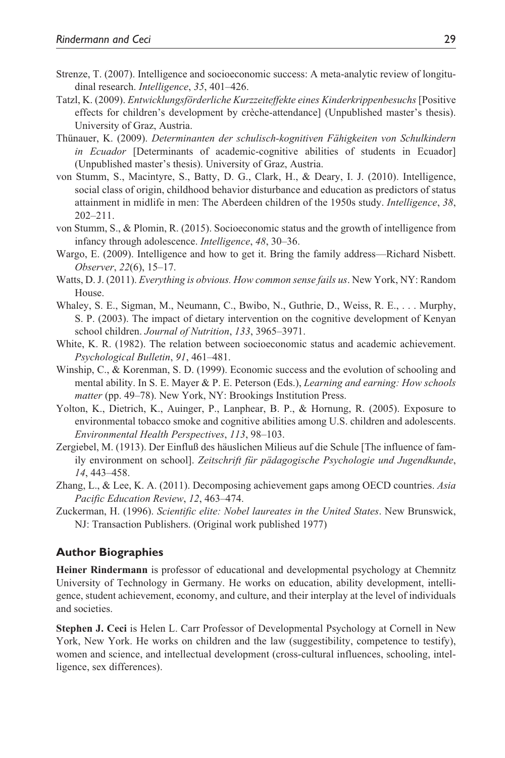Strenze, T. (2007). Intelligence and socioeconomic success: A meta-analytic review of longitudinal research. *Intelligence*, *35*, 401–426.

Tatzl, K. (2009). *Entwicklungsförderliche Kurzzeiteffekte eines Kinderkrippenbesuchs* [Positive effects for children's development by crèche-attendance] (Unpublished master's thesis). University of Graz, Austria.

Thünauer, K. (2009). *Determinanten der schulisch-kognitiven Fähigkeiten von Schulkindern in Ecuador* [Determinants of academic-cognitive abilities of students in Ecuador] (Unpublished master's thesis). University of Graz, Austria.

von Stumm, S., Macintyre, S., Batty, D. G., Clark, H., & Deary, I. J. (2010). Intelligence, social class of origin, childhood behavior disturbance and education as predictors of status attainment in midlife in men: The Aberdeen children of the 1950s study. *Intelligence*, *38*, 202–211.

von Stumm, S., & Plomin, R. (2015). Socioeconomic status and the growth of intelligence from infancy through adolescence. *Intelligence*, *48*, 30–36.

Wargo, E. (2009). Intelligence and how to get it. Bring the family address—Richard Nisbett. *Observer*, *22*(6), 15–17.

Watts, D. J. (2011). *Everything is obvious. How common sense fails us*. New York, NY: Random House.

Whaley, S. E., Sigman, M., Neumann, C., Bwibo, N., Guthrie, D., Weiss, R. E., . . . Murphy, S. P. (2003). The impact of dietary intervention on the cognitive development of Kenyan school children. *Journal of Nutrition*, *133*, 3965–3971.

White, K. R. (1982). The relation between socioeconomic status and academic achievement. *Psychological Bulletin*, *91*, 461–481.

Winship, C., & Korenman, S. D. (1999). Economic success and the evolution of schooling and mental ability. In S. E. Mayer & P. E. Peterson (Eds.), *Learning and earning: How schools matter* (pp. 49–78). New York, NY: Brookings Institution Press.

Yolton, K., Dietrich, K., Auinger, P., Lanphear, B. P., & Hornung, R. (2005). Exposure to environmental tobacco smoke and cognitive abilities among U.S. children and adolescents. *Environmental Health Perspectives*, *113*, 98–103.

Zergiebel, M. (1913). Der Einfluß des häuslichen Milieus auf die Schule [The influence of family environment on school]. *Zeitschrift für pädagogische Psychologie und Jugendkunde*, *14*, 443–458.

Zhang, L., & Lee, K. A. (2011). Decomposing achievement gaps among OECD countries. *Asia Pacific Education Review*, *12*, 463–474.

Zuckerman, H. (1996). *Scientific elite: Nobel laureates in the United States*. New Brunswick, NJ: Transaction Publishers. (Original work published 1977)

## Author Biographies

**Heiner Rindermann** is professor of educational and developmental psychology at Chemnitz University of Technology in Germany. He works on education, ability development, intelligence, student achievement, economy, and culture, and their interplay at the level of individuals and societies.

**Stephen J. Ceci** is Helen L. Carr Professor of Developmental Psychology at Cornell in New York, New York. He works on children and the law (suggestibility, competence to testify), women and science, and intellectual development (cross-cultural influences, schooling, intelligence, sex differences).